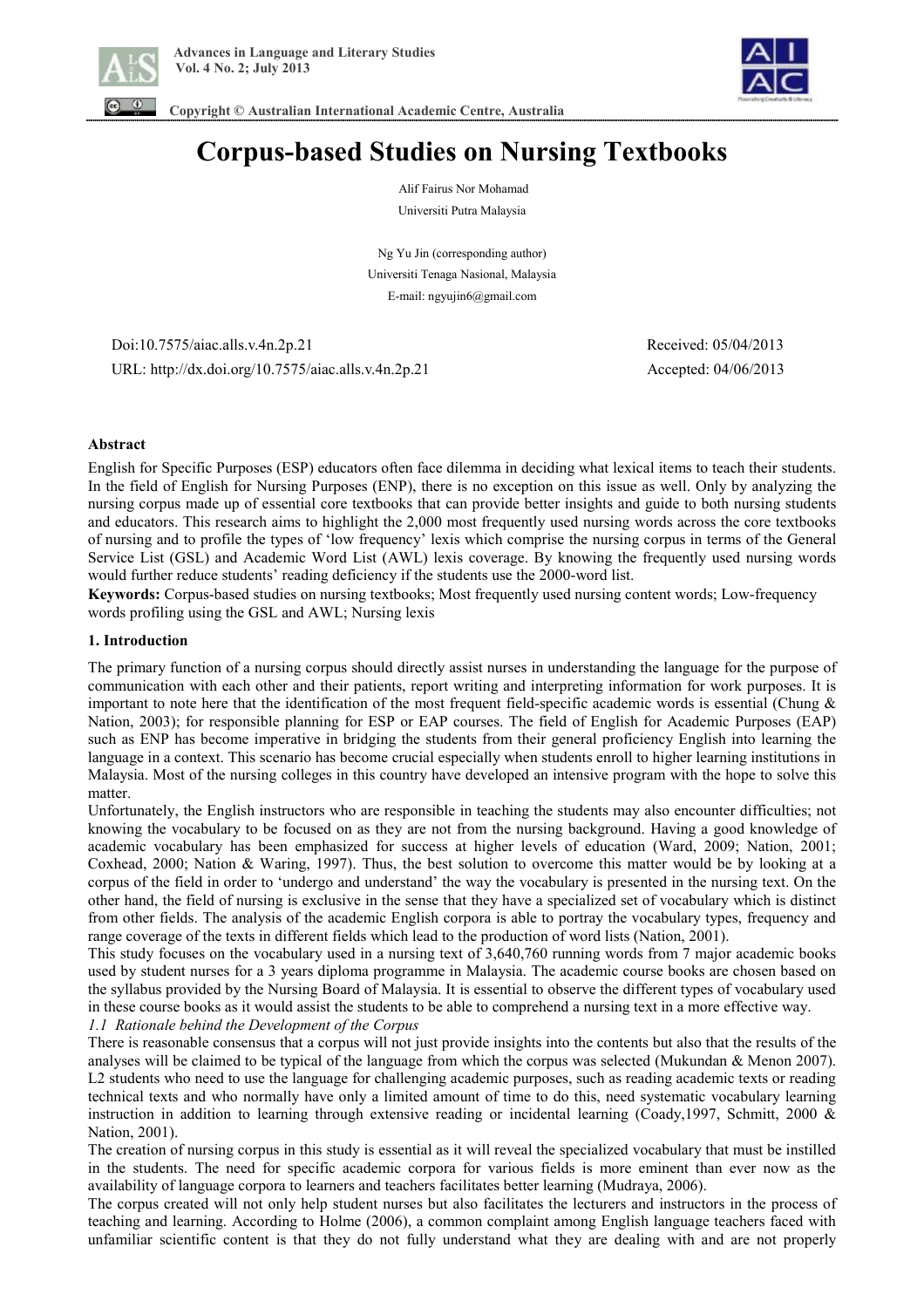# Corpus-based Studies on Nursing Textbooks

Alif Fairus Nor Mohamad
Universiti Putra Malaysia

Ng Yu Jin (corresponding author)
Universiti Tenaga Nasional, Malaysia
E-mail: ngyujin6@gmail.com

Doi:10.7575/aiac.alls.v.4n.2p.21 Received: 05/04/2013
URL: http://dx.doi.org/10.7575/aiac.alls.v.4n.2p.21 Accepted: 04/06/2013

**Abstract**

English for Specific Purposes (ESP) educators often face dilemma in deciding what lexical items to teach their students. In the field of English for Nursing Purposes (ENP), there is no exception on this issue as well. Only by analyzing the nursing corpus made up of essential core textbooks that can provide better insights and guide to both nursing students and educators. This research aims to highlight the 2,000 most frequently used nursing words across the core textbooks of nursing and to profile the types of 'low frequency' lexis which comprise the nursing corpus in terms of the General Service List (GSL) and Academic Word List (AWL) lexis coverage. By knowing the frequently used nursing words would further reduce students' reading deficiency if the students use the 2000-word list.

**Keywords:** Corpus-based studies on nursing textbooks; Most frequently used nursing content words; Low-frequency words profiling using the GSL and AWL; Nursing lexis

## 1. Introduction

The primary function of a nursing corpus should directly assist nurses in understanding the language for the purpose of communication with each other and their patients, report writing and interpreting information for work purposes. It is important to note here that the identification of the most frequent field-specific academic words is essential (Chung & Nation, 2003); for responsible planning for ESP or EAP courses. The field of English for Academic Purposes (EAP) such as ENP has become imperative in bridging the students from their general proficiency English into learning the language in a context. This scenario has become crucial especially when students enroll to higher learning institutions in Malaysia. Most of the nursing colleges in this country have developed an intensive program with the hope to solve this matter.

Unfortunately, the English instructors who are responsible in teaching the students may also encounter difficulties; not knowing the vocabulary to be focused on as they are not from the nursing background. Having a good knowledge of academic vocabulary has been emphasized for success at higher levels of education (Ward, 2009; Nation, 2001; Coxhead, 2000; Nation & Waring, 1997). Thus, the best solution to overcome this matter would be by looking at a corpus of the field in order to 'undergo and understand' the way the vocabulary is presented in the nursing text. On the other hand, the field of nursing is exclusive in the sense that they have a specialized set of vocabulary which is distinct from other fields. The analysis of the academic English corpora is able to portray the vocabulary types, frequency and range coverage of the texts in different fields which lead to the production of word lists (Nation, 2001).

This study focuses on the vocabulary used in a nursing text of 3,640,760 running words from 7 major academic books used by student nurses for a 3 years diploma programme in Malaysia. The academic course books are chosen based on the syllabus provided by the Nursing Board of Malaysia. It is essential to observe the different types of vocabulary used in these course books as it would assist the students to be able to comprehend a nursing text in a more effective way.

*1.1 Rationale behind the Development of the Corpus*

There is reasonable consensus that a corpus will not just provide insights into the contents but also that the results of the analyses will be claimed to be typical of the language from which the corpus was selected (Mukundan & Menon 2007). L2 students who need to use the language for challenging academic purposes, such as reading academic texts or reading technical texts and who normally have only a limited amount of time to do this, need systematic vocabulary learning instruction in addition to learning through extensive reading or incidental learning (Coady,1997, Schmitt, 2000 & Nation, 2001).

The creation of nursing corpus in this study is essential as it will reveal the specialized vocabulary that must be instilled in the students. The need for specific academic corpora for various fields is more eminent than ever now as the availability of language corpora to learners and teachers facilitates better learning (Mudraya, 2006).

The corpus created will not only help student nurses but also facilitates the lecturers and instructors in the process of teaching and learning. According to Holme (2006), a common complaint among English language teachers faced with unfamiliar scientific content is that they do not fully understand what they are dealing with and are not properly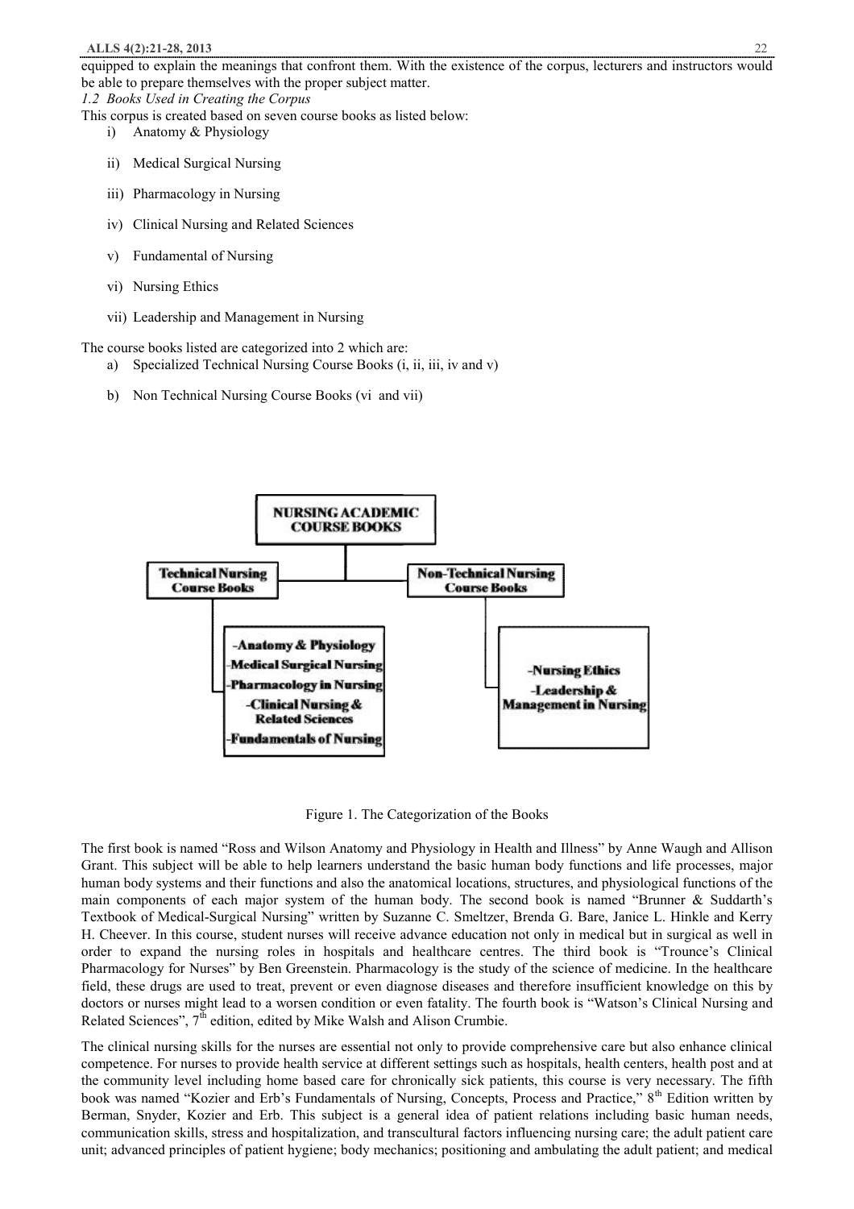equipped to explain the meanings that confront them. With the existence of the corpus, lecturers and instructors would be able to prepare themselves with the proper subject matter.

### *1.2 Books Used in Creating the Corpus*

This corpus is created based on seven course books as listed below:

i) Anatomy & Physiology

ii) Medical Surgical Nursing

iii) Pharmacology in Nursing

iv) Clinical Nursing and Related Sciences

v) Fundamental of Nursing

vi) Nursing Ethics

vii) Leadership and Management in Nursing

The course books listed are categorized into 2 which are:

a) Specialized Technical Nursing Course Books (i, ii, iii, iv and v)

b) Non Technical Nursing Course Books (vi and vii)

**NURSING ACADEMIC COURSE BOOKS**

**Technical Nursing Course Books**
- Anatomy & Physiology
- Medical Surgical Nursing
- Pharmacology in Nursing
- Clinical Nursing & Related Sciences
- Fundamentals of Nursing

**Non-Technical Nursing Course Books**
- Nursing Ethics
- Leadership & Management in Nursing

Figure 1. The Categorization of the Books

The first book is named "Ross and Wilson Anatomy and Physiology in Health and Illness" by Anne Waugh and Allison Grant. This subject will be able to help learners understand the basic human body functions and life processes, major human body systems and their functions and also the anatomical locations, structures, and physiological functions of the main components of each major system of the human body. The second book is named "Brunner & Suddarth's Textbook of Medical-Surgical Nursing" written by Suzanne C. Smeltzer, Brenda G. Bare, Janice L. Hinkle and Kerry H. Cheever. In this course, student nurses will receive advance education not only in medical but in surgical as well in order to expand the nursing roles in hospitals and healthcare centres. The third book is "Trounce's Clinical Pharmacology for Nurses" by Ben Greenstein. Pharmacology is the study of the science of medicine. In the healthcare field, these drugs are used to treat, prevent or even diagnose diseases and therefore insufficient knowledge on this by doctors or nurses might lead to a worsen condition or even fatality. The fourth book is "Watson's Clinical Nursing and Related Sciences", 7th edition, edited by Mike Walsh and Alison Crumbie.

The clinical nursing skills for the nurses are essential not only to provide comprehensive care but also enhance clinical competence. For nurses to provide health service at different settings such as hospitals, health centers, health post and at the community level including home based care for chronically sick patients, this course is very necessary. The fifth book was named "Kozier and Erb's Fundamentals of Nursing, Concepts, Process and Practice," 8th Edition written by Berman, Snyder, Kozier and Erb. This subject is a general idea of patient relations including basic human needs, communication skills, stress and hospitalization, and transcultural factors influencing nursing care; the adult patient care unit; advanced principles of patient hygiene; body mechanics; positioning and ambulating the adult patient; and medical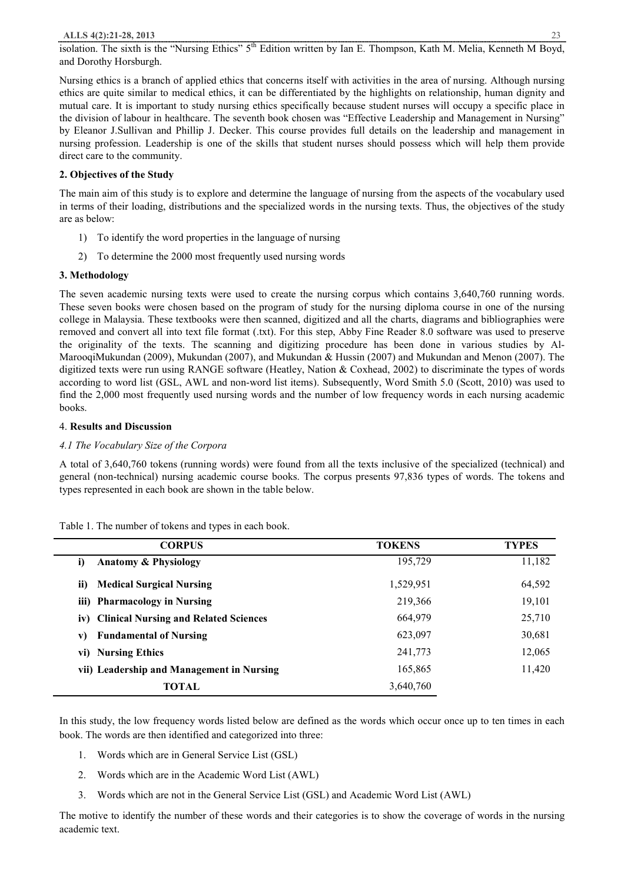isolation. The sixth is the "Nursing Ethics" 5[th] Edition written by Ian E. Thompson, Kath M. Melia, Kenneth M Boyd, and Dorothy Horsburgh.

Nursing ethics is a branch of applied ethics that concerns itself with activities in the area of nursing. Although nursing ethics are quite similar to medical ethics, it can be differentiated by the highlights on relationship, human dignity and mutual care. It is important to study nursing ethics specifically because student nurses will occupy a specific place in the division of labour in healthcare. The seventh book chosen was "Effective Leadership and Management in Nursing" by Eleanor J.Sullivan and Phillip J. Decker. This course provides full details on the leadership and management in nursing profession. Leadership is one of the skills that student nurses should possess which will help them provide direct care to the community.

## 2. Objectives of the Study

The main aim of this study is to explore and determine the language of nursing from the aspects of the vocabulary used in terms of their loading, distributions and the specialized words in the nursing texts. Thus, the objectives of the study are as below:

1) To identify the word properties in the language of nursing
2) To determine the 2000 most frequently used nursing words

## 3. Methodology

The seven academic nursing texts were used to create the nursing corpus which contains 3,640,760 running words. These seven books were chosen based on the program of study for the nursing diploma course in one of the nursing college in Malaysia. These textbooks were then scanned, digitized and all the charts, diagrams and bibliographies were removed and convert all into text file format (.txt). For this step, Abby Fine Reader 8.0 software was used to preserve the originality of the texts. The scanning and digitizing procedure has been done in various studies by Al-MarooqiMukundan (2009), Mukundan (2007), and Mukundan & Hussin (2007) and Mukundan and Menon (2007). The digitized texts were run using RANGE software (Heatley, Nation & Coxhead, 2002) to discriminate the types of words according to word list (GSL, AWL and non-word list items). Subsequently, Word Smith 5.0 (Scott, 2010) was used to find the 2,000 most frequently used nursing words and the number of low frequency words in each nursing academic books.

## 4. Results and Discussion

### *4.1 The Vocabulary Size of the Corpora*

A total of 3,640,760 tokens (running words) were found from all the texts inclusive of the specialized (technical) and general (non-technical) nursing academic course books. The corpus presents 97,836 types of words. The tokens and types represented in each book are shown in the table below.

Table 1. The number of tokens and types in each book.

| CORPUS | TOKENS | TYPES |
|---|---|---|
| i) **Anatomy & Physiology** | 195,729 | 11,182 |
| ii) **Medical Surgical Nursing** | 1,529,951 | 64,592 |
| iii) **Pharmacology in Nursing** | 219,366 | 19,101 |
| iv) **Clinical Nursing and Related Sciences** | 664,979 | 25,710 |
| v) **Fundamental of Nursing** | 623,097 | 30,681 |
| vi) **Nursing Ethics** | 241,773 | 12,065 |
| vii) **Leadership and Management in Nursing** | 165,865 | 11,420 |
| **TOTAL** | 3,640,760 | |

In this study, the low frequency words listed below are defined as the words which occur once up to ten times in each book. The words are then identified and categorized into three:

1. Words which are in General Service List (GSL)
2. Words which are in the Academic Word List (AWL)
3. Words which are not in the General Service List (GSL) and Academic Word List (AWL)

The motive to identify the number of these words and their categories is to show the coverage of words in the nursing academic text.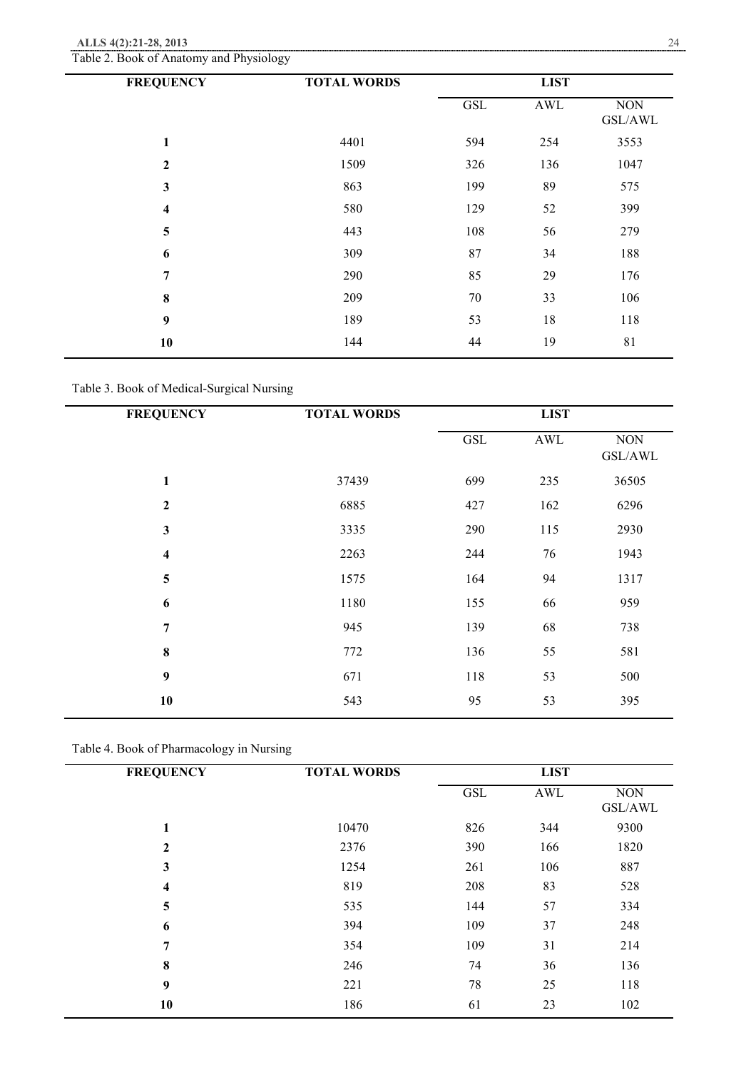Table 2. Book of Anatomy and Physiology

| FREQUENCY | TOTAL WORDS | LIST | | |
|---|---|---|---|---|
| | | GSL | AWL | NON GSL/AWL |
| 1 | 4401 | 594 | 254 | 3553 |
| 2 | 1509 | 326 | 136 | 1047 |
| 3 | 863 | 199 | 89 | 575 |
| 4 | 580 | 129 | 52 | 399 |
| 5 | 443 | 108 | 56 | 279 |
| 6 | 309 | 87 | 34 | 188 |
| 7 | 290 | 85 | 29 | 176 |
| 8 | 209 | 70 | 33 | 106 |
| 9 | 189 | 53 | 18 | 118 |
| 10 | 144 | 44 | 19 | 81 |

Table 3. Book of Medical-Surgical Nursing

| FREQUENCY | TOTAL WORDS | LIST | | |
|---|---|---|---|---|
| | | GSL | AWL | NON GSL/AWL |
| 1 | 37439 | 699 | 235 | 36505 |
| 2 | 6885 | 427 | 162 | 6296 |
| 3 | 3335 | 290 | 115 | 2930 |
| 4 | 2263 | 244 | 76 | 1943 |
| 5 | 1575 | 164 | 94 | 1317 |
| 6 | 1180 | 155 | 66 | 959 |
| 7 | 945 | 139 | 68 | 738 |
| 8 | 772 | 136 | 55 | 581 |
| 9 | 671 | 118 | 53 | 500 |
| 10 | 543 | 95 | 53 | 395 |

Table 4. Book of Pharmacology in Nursing

| FREQUENCY | TOTAL WORDS | LIST | | |
|---|---|---|---|---|
| | | GSL | AWL | NON GSL/AWL |
| 1 | 10470 | 826 | 344 | 9300 |
| 2 | 2376 | 390 | 166 | 1820 |
| 3 | 1254 | 261 | 106 | 887 |
| 4 | 819 | 208 | 83 | 528 |
| 5 | 535 | 144 | 57 | 334 |
| 6 | 394 | 109 | 37 | 248 |
| 7 | 354 | 109 | 31 | 214 |
| 8 | 246 | 74 | 36 | 136 |
| 9 | 221 | 78 | 25 | 118 |
| 10 | 186 | 61 | 23 | 102 |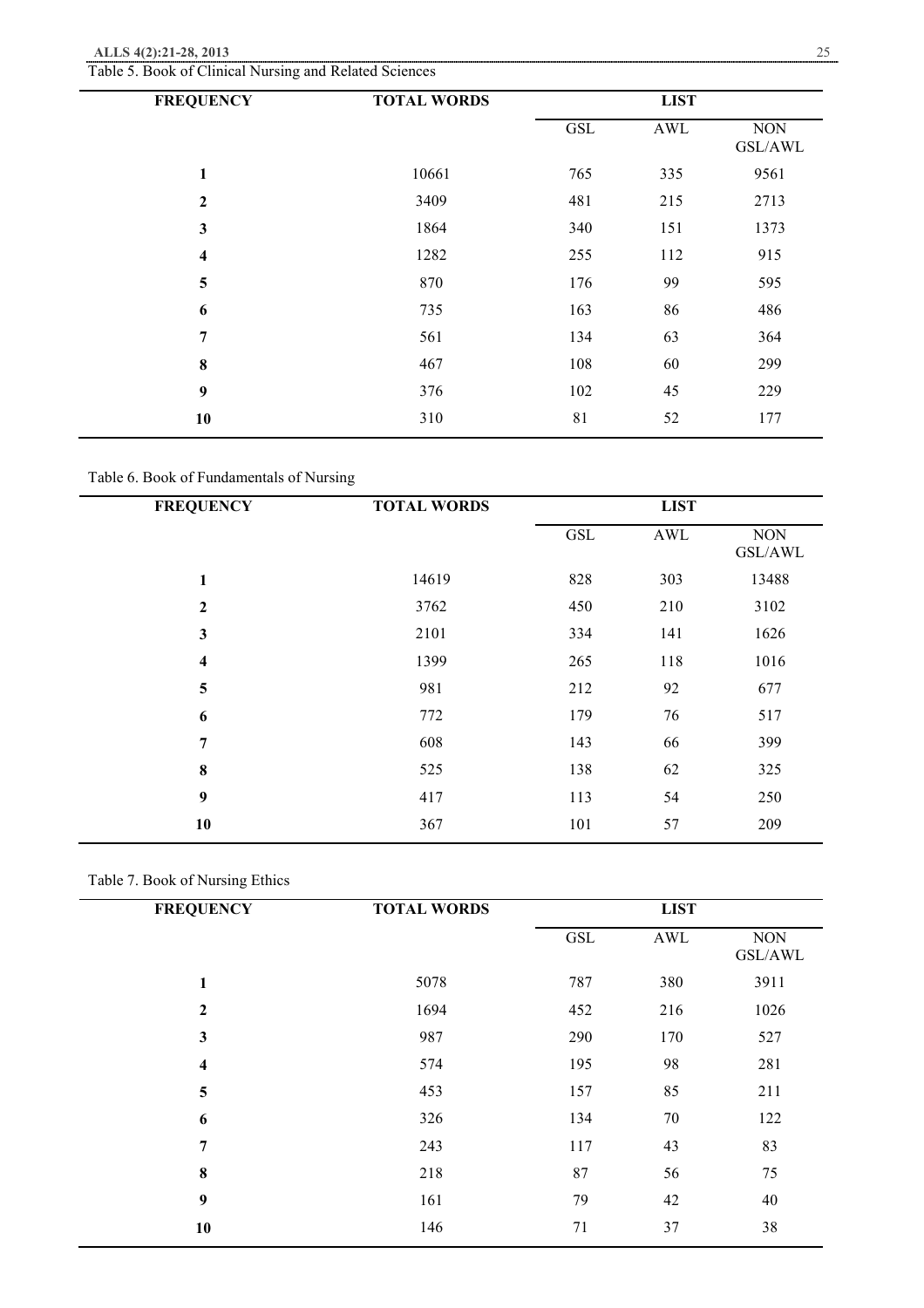Table 5. Book of Clinical Nursing and Related Sciences

| FREQUENCY | TOTAL WORDS | LIST | | |
|---|---|---|---|---|
| | | GSL | AWL | NON GSL/AWL |
| 1 | 10661 | 765 | 335 | 9561 |
| 2 | 3409 | 481 | 215 | 2713 |
| 3 | 1864 | 340 | 151 | 1373 |
| 4 | 1282 | 255 | 112 | 915 |
| 5 | 870 | 176 | 99 | 595 |
| 6 | 735 | 163 | 86 | 486 |
| 7 | 561 | 134 | 63 | 364 |
| 8 | 467 | 108 | 60 | 299 |
| 9 | 376 | 102 | 45 | 229 |
| 10 | 310 | 81 | 52 | 177 |

Table 6. Book of Fundamentals of Nursing

| FREQUENCY | TOTAL WORDS | LIST | | |
|---|---|---|---|---|
| | | GSL | AWL | NON GSL/AWL |
| 1 | 14619 | 828 | 303 | 13488 |
| 2 | 3762 | 450 | 210 | 3102 |
| 3 | 2101 | 334 | 141 | 1626 |
| 4 | 1399 | 265 | 118 | 1016 |
| 5 | 981 | 212 | 92 | 677 |
| 6 | 772 | 179 | 76 | 517 |
| 7 | 608 | 143 | 66 | 399 |
| 8 | 525 | 138 | 62 | 325 |
| 9 | 417 | 113 | 54 | 250 |
| 10 | 367 | 101 | 57 | 209 |

Table 7. Book of Nursing Ethics

| FREQUENCY | TOTAL WORDS | LIST | | |
|---|---|---|---|---|
| | | GSL | AWL | NON GSL/AWL |
| 1 | 5078 | 787 | 380 | 3911 |
| 2 | 1694 | 452 | 216 | 1026 |
| 3 | 987 | 290 | 170 | 527 |
| 4 | 574 | 195 | 98 | 281 |
| 5 | 453 | 157 | 85 | 211 |
| 6 | 326 | 134 | 70 | 122 |
| 7 | 243 | 117 | 43 | 83 |
| 8 | 218 | 87 | 56 | 75 |
| 9 | 161 | 79 | 42 | 40 |
| 10 | 146 | 71 | 37 | 38 |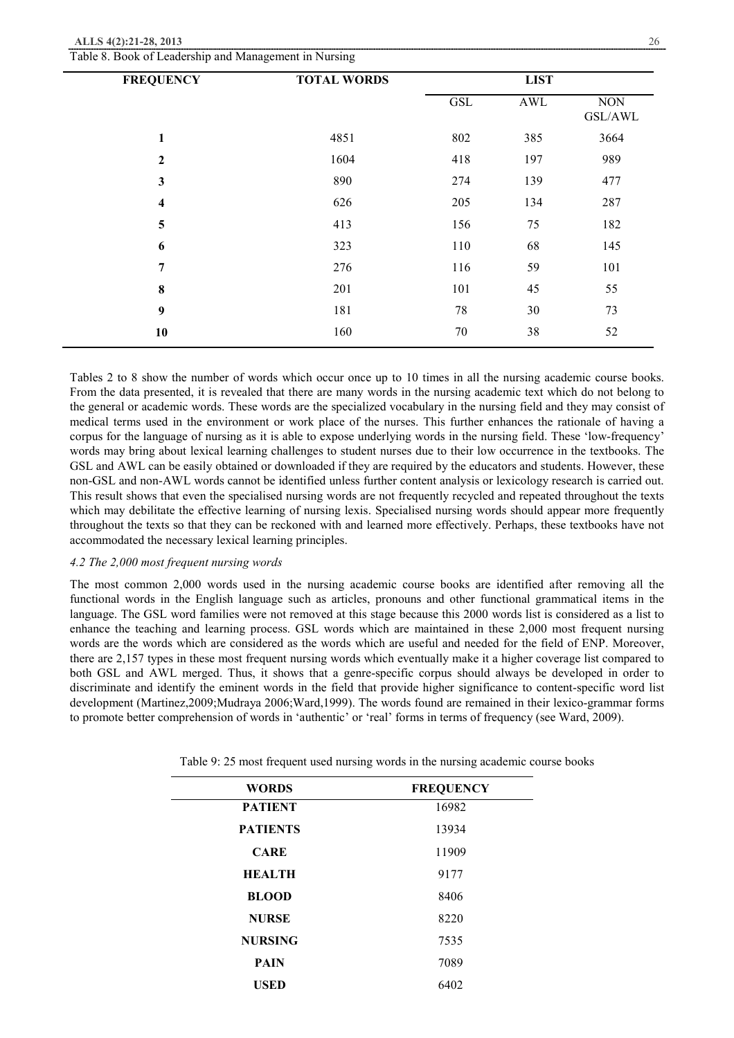Table 8. Book of Leadership and Management in Nursing

| FREQUENCY | TOTAL WORDS | LIST | | |
|---|---|---|---|---|
| | | GSL | AWL | NON GSL/AWL |
| 1 | 4851 | 802 | 385 | 3664 |
| 2 | 1604 | 418 | 197 | 989 |
| 3 | 890 | 274 | 139 | 477 |
| 4 | 626 | 205 | 134 | 287 |
| 5 | 413 | 156 | 75 | 182 |
| 6 | 323 | 110 | 68 | 145 |
| 7 | 276 | 116 | 59 | 101 |
| 8 | 201 | 101 | 45 | 55 |
| 9 | 181 | 78 | 30 | 73 |
| 10 | 160 | 70 | 38 | 52 |

Tables 2 to 8 show the number of words which occur once up to 10 times in all the nursing academic course books. From the data presented, it is revealed that there are many words in the nursing academic text which do not belong to the general or academic words. These words are the specialized vocabulary in the nursing field and they may consist of medical terms used in the environment or work place of the nurses. This further enhances the rationale of having a corpus for the language of nursing as it is able to expose underlying words in the nursing field. These 'low-frequency' words may bring about lexical learning challenges to student nurses due to their low occurrence in the textbooks. The GSL and AWL can be easily obtained or downloaded if they are required by the educators and students. However, these non-GSL and non-AWL words cannot be identified unless further content analysis or lexicology research is carried out. This result shows that even the specialised nursing words are not frequently recycled and repeated throughout the texts which may debilitate the effective learning of nursing lexis. Specialised nursing words should appear more frequently throughout the texts so that they can be reckoned with and learned more effectively. Perhaps, these textbooks have not accommodated the necessary lexical learning principles.

### *4.2 The 2,000 most frequent nursing words*

The most common 2,000 words used in the nursing academic course books are identified after removing all the functional words in the English language such as articles, pronouns and other functional grammatical items in the language. The GSL word families were not removed at this stage because this 2000 words list is considered as a list to enhance the teaching and learning process. GSL words which are maintained in these 2,000 most frequent nursing words are the words which are considered as the words which are useful and needed for the field of ENP. Moreover, there are 2,157 types in these most frequent nursing words which eventually make it a higher coverage list compared to both GSL and AWL merged. Thus, it shows that a genre-specific corpus should always be developed in order to discriminate and identify the eminent words in the field that provide higher significance to content-specific word list development (Martinez,2009;Mudraya 2006;Ward,1999). The words found are remained in their lexico-grammar forms to promote better comprehension of words in 'authentic' or 'real' forms in terms of frequency (see Ward, 2009).

Table 9: 25 most frequent used nursing words in the nursing academic course books

| WORDS | FREQUENCY |
|---|---|
| PATIENT | 16982 |
| PATIENTS | 13934 |
| CARE | 11909 |
| HEALTH | 9177 |
| BLOOD | 8406 |
| NURSE | 8220 |
| NURSING | 7535 |
| PAIN | 7089 |
| USED | 6402 |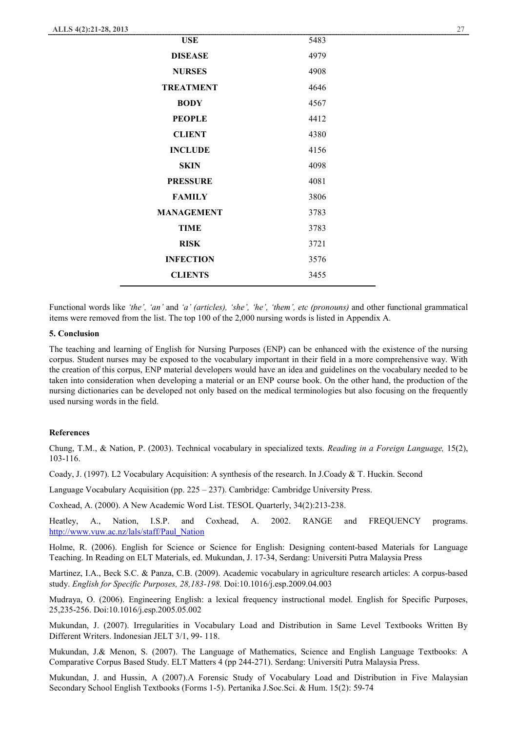| | |
|---|---|
| **USE** | 5483 |
| **DISEASE** | 4979 |
| **NURSES** | 4908 |
| **TREATMENT** | 4646 |
| **BODY** | 4567 |
| **PEOPLE** | 4412 |
| **CLIENT** | 4380 |
| **INCLUDE** | 4156 |
| **SKIN** | 4098 |
| **PRESSURE** | 4081 |
| **FAMILY** | 3806 |
| **MANAGEMENT** | 3783 |
| **TIME** | 3783 |
| **RISK** | 3721 |
| **INFECTION** | 3576 |
| **CLIENTS** | 3455 |

Functional words like *'the', 'an'* and *'a' (articles), 'she', 'he', 'them', etc (pronouns)* and other functional grammatical items were removed from the list. The top 100 of the 2,000 nursing words is listed in Appendix A.

### 5. Conclusion

The teaching and learning of English for Nursing Purposes (ENP) can be enhanced with the existence of the nursing corpus. Student nurses may be exposed to the vocabulary important in their field in a more comprehensive way. With the creation of this corpus, ENP material developers would have an idea and guidelines on the vocabulary needed to be taken into consideration when developing a material or an ENP course book. On the other hand, the production of the nursing dictionaries can be developed not only based on the medical terminologies but also focusing on the frequently used nursing words in the field.

### References

Chung, T.M., & Nation, P. (2003). Technical vocabulary in specialized texts. *Reading in a Foreign Language,* 15(2), 103-116.

Coady, J. (1997). L2 Vocabulary Acquisition: A synthesis of the research. In J.Coady & T. Huckin. Second

Language Vocabulary Acquisition (pp. 225 – 237). Cambridge: Cambridge University Press.

Coxhead, A. (2000). A New Academic Word List. TESOL Quarterly, 34(2):213-238.

Heatley, A., Nation, I.S.P. and Coxhead, A. 2002. RANGE and FREQUENCY programs. http://www.vuw.ac.nz/lals/staff/Paul_Nation

Holme, R. (2006). English for Science or Science for English: Designing content-based Materials for Language Teaching. In Reading on ELT Materials, ed. Mukundan, J. 17-34, Serdang: Universiti Putra Malaysia Press

Martinez, I.A., Beck S.C. & Panza, C.B. (2009). Academic vocabulary in agriculture research articles: A corpus-based study. *English for Specific Purposes, 28,183-198.* Doi:10.1016/j.esp.2009.04.003

Mudraya, O. (2006). Engineering English: a lexical frequency instructional model. English for Specific Purposes, 25,235-256. Doi:10.1016/j.esp.2005.05.002

Mukundan, J. (2007). Irregularities in Vocabulary Load and Distribution in Same Level Textbooks Written By Different Writers. Indonesian JELT 3/1, 99- 118.

Mukundan, J.& Menon, S. (2007). The Language of Mathematics, Science and English Language Textbooks: A Comparative Corpus Based Study. ELT Matters 4 (pp 244-271). Serdang: Universiti Putra Malaysia Press.

Mukundan, J. and Hussin, A (2007).A Forensic Study of Vocabulary Load and Distribution in Five Malaysian Secondary School English Textbooks (Forms 1-5). Pertanika J.Soc.Sci. & Hum. 15(2): 59-74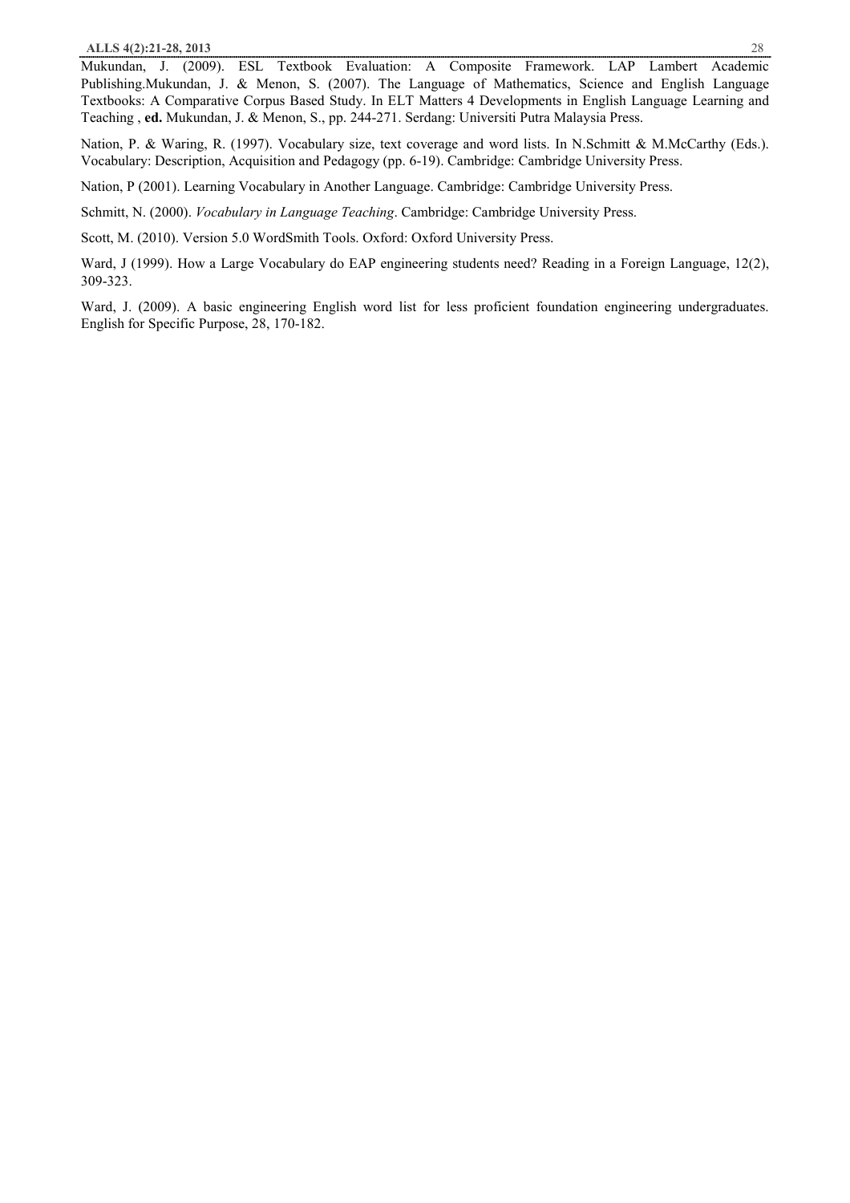Mukundan, J. (2009). ESL Textbook Evaluation: A Composite Framework. LAP Lambert Academic Publishing.Mukundan, J. & Menon, S. (2007). The Language of Mathematics, Science and English Language Textbooks: A Comparative Corpus Based Study. In ELT Matters 4 Developments in English Language Learning and Teaching , **ed.** Mukundan, J. & Menon, S., pp. 244-271. Serdang: Universiti Putra Malaysia Press.

Nation, P. & Waring, R. (1997). Vocabulary size, text coverage and word lists. In N.Schmitt & M.McCarthy (Eds.). Vocabulary: Description, Acquisition and Pedagogy (pp. 6-19). Cambridge: Cambridge University Press.

Nation, P (2001). Learning Vocabulary in Another Language. Cambridge: Cambridge University Press.

Schmitt, N. (2000). *Vocabulary in Language Teaching*. Cambridge: Cambridge University Press.

Scott, M. (2010). Version 5.0 WordSmith Tools. Oxford: Oxford University Press.

Ward, J (1999). How a Large Vocabulary do EAP engineering students need? Reading in a Foreign Language, 12(2), 309-323.

Ward, J. (2009). A basic engineering English word list for less proficient foundation engineering undergraduates. English for Specific Purpose, 28, 170-182.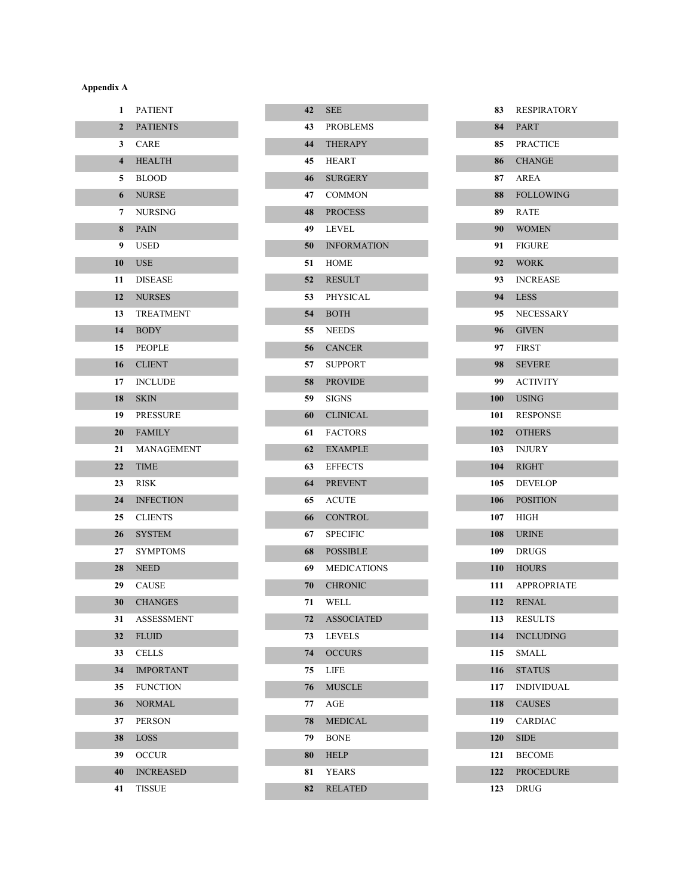**Appendix A**

| # | Word |
|---|---|
| 1 | PATIENT |
| 2 | PATIENTS |
| 3 | CARE |
| 4 | HEALTH |
| 5 | BLOOD |
| 6 | NURSE |
| 7 | NURSING |
| 8 | PAIN |
| 9 | USED |
| 10 | USE |
| 11 | DISEASE |
| 12 | NURSES |
| 13 | TREATMENT |
| 14 | BODY |
| 15 | PEOPLE |
| 16 | CLIENT |
| 17 | INCLUDE |
| 18 | SKIN |
| 19 | PRESSURE |
| 20 | FAMILY |
| 21 | MANAGEMENT |
| 22 | TIME |
| 23 | RISK |
| 24 | INFECTION |
| 25 | CLIENTS |
| 26 | SYSTEM |
| 27 | SYMPTOMS |
| 28 | NEED |
| 29 | CAUSE |
| 30 | CHANGES |
| 31 | ASSESSMENT |
| 32 | FLUID |
| 33 | CELLS |
| 34 | IMPORTANT |
| 35 | FUNCTION |
| 36 | NORMAL |
| 37 | PERSON |
| 38 | LOSS |
| 39 | OCCUR |
| 40 | INCREASED |
| 41 | TISSUE |
| 42 | SEE |
| 43 | PROBLEMS |
| 44 | THERAPY |
| 45 | HEART |
| 46 | SURGERY |
| 47 | COMMON |
| 48 | PROCESS |
| 49 | LEVEL |
| 50 | INFORMATION |
| 51 | HOME |
| 52 | RESULT |
| 53 | PHYSICAL |
| 54 | BOTH |
| 55 | NEEDS |
| 56 | CANCER |
| 57 | SUPPORT |
| 58 | PROVIDE |
| 59 | SIGNS |
| 60 | CLINICAL |
| 61 | FACTORS |
| 62 | EXAMPLE |
| 63 | EFFECTS |
| 64 | PREVENT |
| 65 | ACUTE |
| 66 | CONTROL |
| 67 | SPECIFIC |
| 68 | POSSIBLE |
| 69 | MEDICATIONS |
| 70 | CHRONIC |
| 71 | WELL |
| 72 | ASSOCIATED |
| 73 | LEVELS |
| 74 | OCCURS |
| 75 | LIFE |
| 76 | MUSCLE |
| 77 | AGE |
| 78 | MEDICAL |
| 79 | BONE |
| 80 | HELP |
| 81 | YEARS |
| 82 | RELATED |
| 83 | RESPIRATORY |
| 84 | PART |
| 85 | PRACTICE |
| 86 | CHANGE |
| 87 | AREA |
| 88 | FOLLOWING |
| 89 | RATE |
| 90 | WOMEN |
| 91 | FIGURE |
| 92 | WORK |
| 93 | INCREASE |
| 94 | LESS |
| 95 | NECESSARY |
| 96 | GIVEN |
| 97 | FIRST |
| 98 | SEVERE |
| 99 | ACTIVITY |
| 100 | USING |
| 101 | RESPONSE |
| 102 | OTHERS |
| 103 | INJURY |
| 104 | RIGHT |
| 105 | DEVELOP |
| 106 | POSITION |
| 107 | HIGH |
| 108 | URINE |
| 109 | DRUGS |
| 110 | HOURS |
| 111 | APPROPRIATE |
| 112 | RENAL |
| 113 | RESULTS |
| 114 | INCLUDING |
| 115 | SMALL |
| 116 | STATUS |
| 117 | INDIVIDUAL |
| 118 | CAUSES |
| 119 | CARDIAC |
| 120 | SIDE |
| 121 | BECOME |
| 122 | PROCEDURE |
| 123 | DRUG |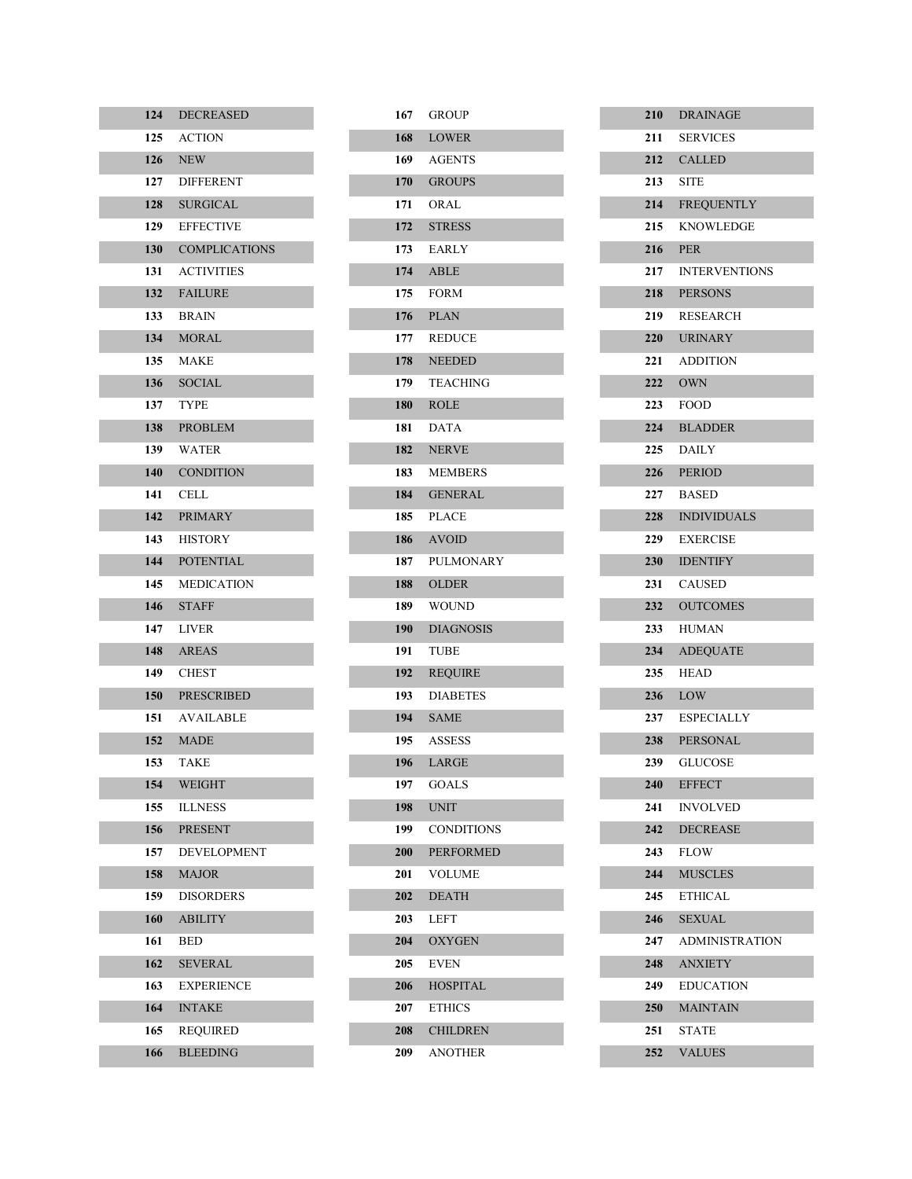| # | Word |
|---|---|
| 124 | DECREASED |
| 125 | ACTION |
| 126 | NEW |
| 127 | DIFFERENT |
| 128 | SURGICAL |
| 129 | EFFECTIVE |
| 130 | COMPLICATIONS |
| 131 | ACTIVITIES |
| 132 | FAILURE |
| 133 | BRAIN |
| 134 | MORAL |
| 135 | MAKE |
| 136 | SOCIAL |
| 137 | TYPE |
| 138 | PROBLEM |
| 139 | WATER |
| 140 | CONDITION |
| 141 | CELL |
| 142 | PRIMARY |
| 143 | HISTORY |
| 144 | POTENTIAL |
| 145 | MEDICATION |
| 146 | STAFF |
| 147 | LIVER |
| 148 | AREAS |
| 149 | CHEST |
| 150 | PRESCRIBED |
| 151 | AVAILABLE |
| 152 | MADE |
| 153 | TAKE |
| 154 | WEIGHT |
| 155 | ILLNESS |
| 156 | PRESENT |
| 157 | DEVELOPMENT |
| 158 | MAJOR |
| 159 | DISORDERS |
| 160 | ABILITY |
| 161 | BED |
| 162 | SEVERAL |
| 163 | EXPERIENCE |
| 164 | INTAKE |
| 165 | REQUIRED |
| 166 | BLEEDING |
| 167 | GROUP |
| 168 | LOWER |
| 169 | AGENTS |
| 170 | GROUPS |
| 171 | ORAL |
| 172 | STRESS |
| 173 | EARLY |
| 174 | ABLE |
| 175 | FORM |
| 176 | PLAN |
| 177 | REDUCE |
| 178 | NEEDED |
| 179 | TEACHING |
| 180 | ROLE |
| 181 | DATA |
| 182 | NERVE |
| 183 | MEMBERS |
| 184 | GENERAL |
| 185 | PLACE |
| 186 | AVOID |
| 187 | PULMONARY |
| 188 | OLDER |
| 189 | WOUND |
| 190 | DIAGNOSIS |
| 191 | TUBE |
| 192 | REQUIRE |
| 193 | DIABETES |
| 194 | SAME |
| 195 | ASSESS |
| 196 | LARGE |
| 197 | GOALS |
| 198 | UNIT |
| 199 | CONDITIONS |
| 200 | PERFORMED |
| 201 | VOLUME |
| 202 | DEATH |
| 203 | LEFT |
| 204 | OXYGEN |
| 205 | EVEN |
| 206 | HOSPITAL |
| 207 | ETHICS |
| 208 | CHILDREN |
| 209 | ANOTHER |
| 210 | DRAINAGE |
| 211 | SERVICES |
| 212 | CALLED |
| 213 | SITE |
| 214 | FREQUENTLY |
| 215 | KNOWLEDGE |
| 216 | PER |
| 217 | INTERVENTIONS |
| 218 | PERSONS |
| 219 | RESEARCH |
| 220 | URINARY |
| 221 | ADDITION |
| 222 | OWN |
| 223 | FOOD |
| 224 | BLADDER |
| 225 | DAILY |
| 226 | PERIOD |
| 227 | BASED |
| 228 | INDIVIDUALS |
| 229 | EXERCISE |
| 230 | IDENTIFY |
| 231 | CAUSED |
| 232 | OUTCOMES |
| 233 | HUMAN |
| 234 | ADEQUATE |
| 235 | HEAD |
| 236 | LOW |
| 237 | ESPECIALLY |
| 238 | PERSONAL |
| 239 | GLUCOSE |
| 240 | EFFECT |
| 241 | INVOLVED |
| 242 | DECREASE |
| 243 | FLOW |
| 244 | MUSCLES |
| 245 | ETHICAL |
| 246 | SEXUAL |
| 247 | ADMINISTRATION |
| 248 | ANXIETY |
| 249 | EDUCATION |
| 250 | MAINTAIN |
| 251 | STATE |
| 252 | VALUES |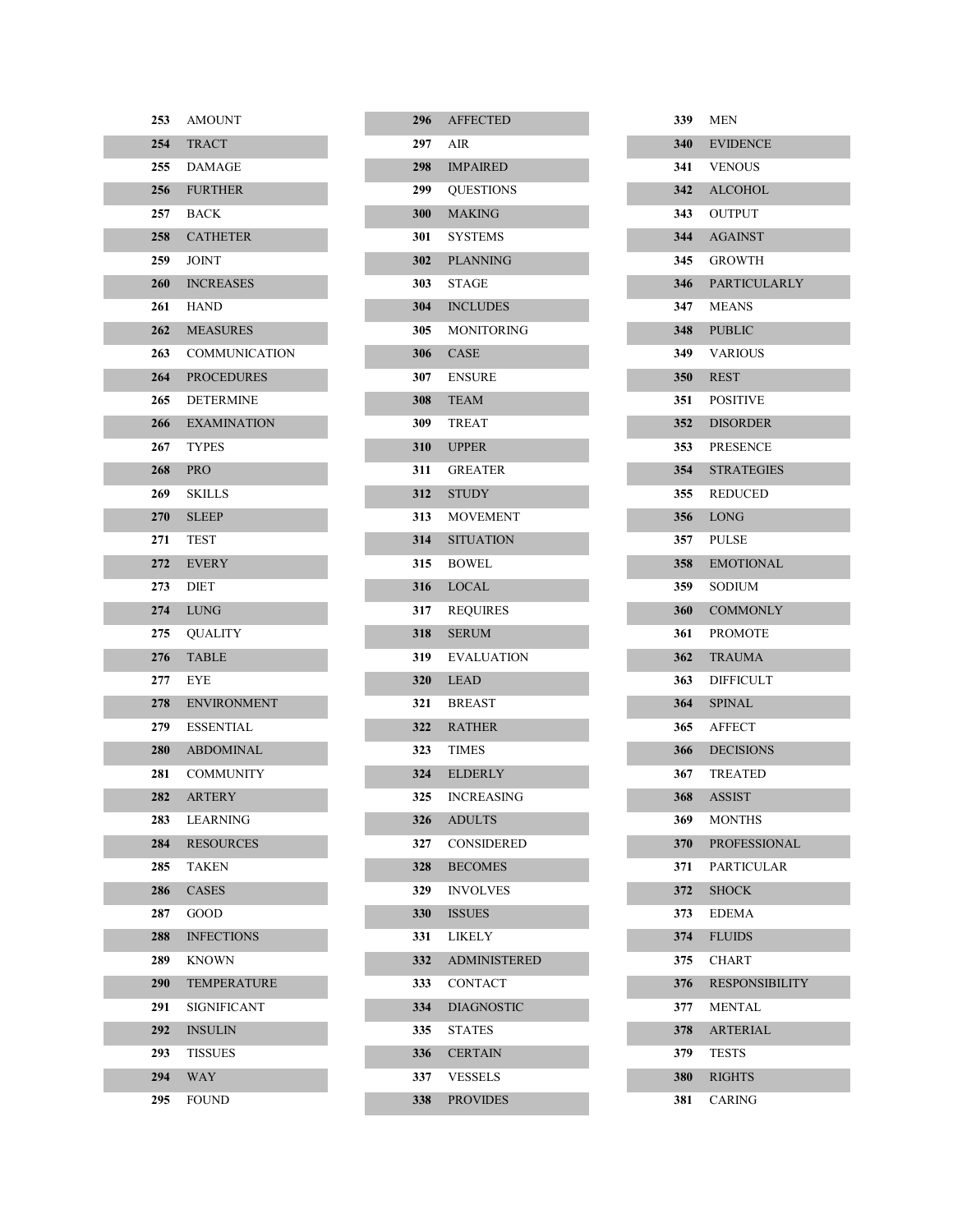| | |
|---|---|
| 253 | AMOUNT |
| 254 | TRACT |
| 255 | DAMAGE |
| 256 | FURTHER |
| 257 | BACK |
| 258 | CATHETER |
| 259 | JOINT |
| 260 | INCREASES |
| 261 | HAND |
| 262 | MEASURES |
| 263 | COMMUNICATION |
| 264 | PROCEDURES |
| 265 | DETERMINE |
| 266 | EXAMINATION |
| 267 | TYPES |
| 268 | PRO |
| 269 | SKILLS |
| 270 | SLEEP |
| 271 | TEST |
| 272 | EVERY |
| 273 | DIET |
| 274 | LUNG |
| 275 | QUALITY |
| 276 | TABLE |
| 277 | EYE |
| 278 | ENVIRONMENT |
| 279 | ESSENTIAL |
| 280 | ABDOMINAL |
| 281 | COMMUNITY |
| 282 | ARTERY |
| 283 | LEARNING |
| 284 | RESOURCES |
| 285 | TAKEN |
| 286 | CASES |
| 287 | GOOD |
| 288 | INFECTIONS |
| 289 | KNOWN |
| 290 | TEMPERATURE |
| 291 | SIGNIFICANT |
| 292 | INSULIN |
| 293 | TISSUES |
| 294 | WAY |
| 295 | FOUND |
| 296 | AFFECTED |
| 297 | AIR |
| 298 | IMPAIRED |
| 299 | QUESTIONS |
| 300 | MAKING |
| 301 | SYSTEMS |
| 302 | PLANNING |
| 303 | STAGE |
| 304 | INCLUDES |
| 305 | MONITORING |
| 306 | CASE |
| 307 | ENSURE |
| 308 | TEAM |
| 309 | TREAT |
| 310 | UPPER |
| 311 | GREATER |
| 312 | STUDY |
| 313 | MOVEMENT |
| 314 | SITUATION |
| 315 | BOWEL |
| 316 | LOCAL |
| 317 | REQUIRES |
| 318 | SERUM |
| 319 | EVALUATION |
| 320 | LEAD |
| 321 | BREAST |
| 322 | RATHER |
| 323 | TIMES |
| 324 | ELDERLY |
| 325 | INCREASING |
| 326 | ADULTS |
| 327 | CONSIDERED |
| 328 | BECOMES |
| 329 | INVOLVES |
| 330 | ISSUES |
| 331 | LIKELY |
| 332 | ADMINISTERED |
| 333 | CONTACT |
| 334 | DIAGNOSTIC |
| 335 | STATES |
| 336 | CERTAIN |
| 337 | VESSELS |
| 338 | PROVIDES |
| 339 | MEN |
| 340 | EVIDENCE |
| 341 | VENOUS |
| 342 | ALCOHOL |
| 343 | OUTPUT |
| 344 | AGAINST |
| 345 | GROWTH |
| 346 | PARTICULARLY |
| 347 | MEANS |
| 348 | PUBLIC |
| 349 | VARIOUS |
| 350 | REST |
| 351 | POSITIVE |
| 352 | DISORDER |
| 353 | PRESENCE |
| 354 | STRATEGIES |
| 355 | REDUCED |
| 356 | LONG |
| 357 | PULSE |
| 358 | EMOTIONAL |
| 359 | SODIUM |
| 360 | COMMONLY |
| 361 | PROMOTE |
| 362 | TRAUMA |
| 363 | DIFFICULT |
| 364 | SPINAL |
| 365 | AFFECT |
| 366 | DECISIONS |
| 367 | TREATED |
| 368 | ASSIST |
| 369 | MONTHS |
| 370 | PROFESSIONAL |
| 371 | PARTICULAR |
| 372 | SHOCK |
| 373 | EDEMA |
| 374 | FLUIDS |
| 375 | CHART |
| 376 | RESPONSIBILITY |
| 377 | MENTAL |
| 378 | ARTERIAL |
| 379 | TESTS |
| 380 | RIGHTS |
| 381 | CARING |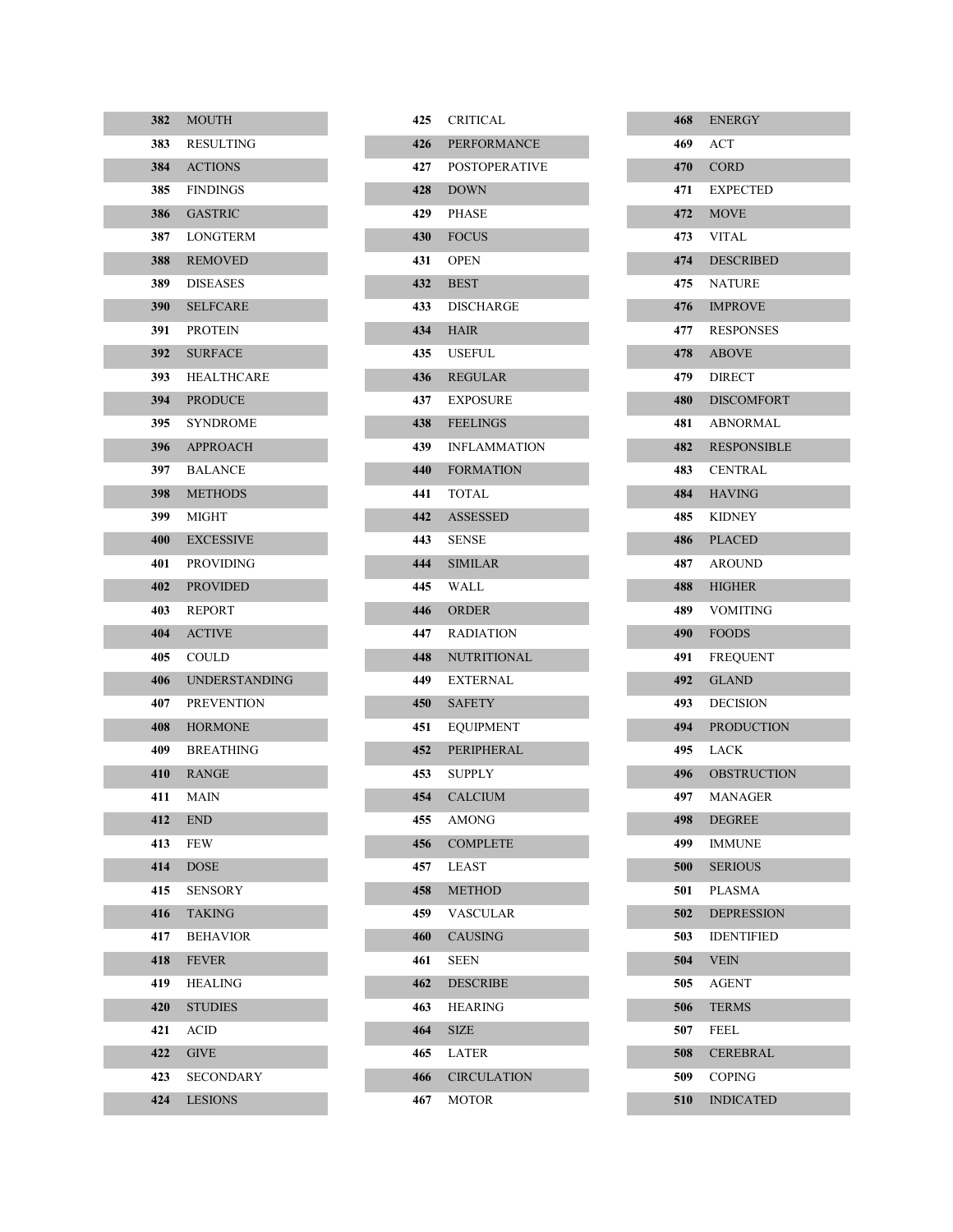| | |
|---|---|
| 382 | MOUTH |
| 383 | RESULTING |
| 384 | ACTIONS |
| 385 | FINDINGS |
| 386 | GASTRIC |
| 387 | LONGTERM |
| 388 | REMOVED |
| 389 | DISEASES |
| 390 | SELFCARE |
| 391 | PROTEIN |
| 392 | SURFACE |
| 393 | HEALTHCARE |
| 394 | PRODUCE |
| 395 | SYNDROME |
| 396 | APPROACH |
| 397 | BALANCE |
| 398 | METHODS |
| 399 | MIGHT |
| 400 | EXCESSIVE |
| 401 | PROVIDING |
| 402 | PROVIDED |
| 403 | REPORT |
| 404 | ACTIVE |
| 405 | COULD |
| 406 | UNDERSTANDING |
| 407 | PREVENTION |
| 408 | HORMONE |
| 409 | BREATHING |
| 410 | RANGE |
| 411 | MAIN |
| 412 | END |
| 413 | FEW |
| 414 | DOSE |
| 415 | SENSORY |
| 416 | TAKING |
| 417 | BEHAVIOR |
| 418 | FEVER |
| 419 | HEALING |
| 420 | STUDIES |
| 421 | ACID |
| 422 | GIVE |
| 423 | SECONDARY |
| 424 | LESIONS |
| 425 | CRITICAL |
| 426 | PERFORMANCE |
| 427 | POSTOPERATIVE |
| 428 | DOWN |
| 429 | PHASE |
| 430 | FOCUS |
| 431 | OPEN |
| 432 | BEST |
| 433 | DISCHARGE |
| 434 | HAIR |
| 435 | USEFUL |
| 436 | REGULAR |
| 437 | EXPOSURE |
| 438 | FEELINGS |
| 439 | INFLAMMATION |
| 440 | FORMATION |
| 441 | TOTAL |
| 442 | ASSESSED |
| 443 | SENSE |
| 444 | SIMILAR |
| 445 | WALL |
| 446 | ORDER |
| 447 | RADIATION |
| 448 | NUTRITIONAL |
| 449 | EXTERNAL |
| 450 | SAFETY |
| 451 | EQUIPMENT |
| 452 | PERIPHERAL |
| 453 | SUPPLY |
| 454 | CALCIUM |
| 455 | AMONG |
| 456 | COMPLETE |
| 457 | LEAST |
| 458 | METHOD |
| 459 | VASCULAR |
| 460 | CAUSING |
| 461 | SEEN |
| 462 | DESCRIBE |
| 463 | HEARING |
| 464 | SIZE |
| 465 | LATER |
| 466 | CIRCULATION |
| 467 | MOTOR |
| 468 | ENERGY |
| 469 | ACT |
| 470 | CORD |
| 471 | EXPECTED |
| 472 | MOVE |
| 473 | VITAL |
| 474 | DESCRIBED |
| 475 | NATURE |
| 476 | IMPROVE |
| 477 | RESPONSES |
| 478 | ABOVE |
| 479 | DIRECT |
| 480 | DISCOMFORT |
| 481 | ABNORMAL |
| 482 | RESPONSIBLE |
| 483 | CENTRAL |
| 484 | HAVING |
| 485 | KIDNEY |
| 486 | PLACED |
| 487 | AROUND |
| 488 | HIGHER |
| 489 | VOMITING |
| 490 | FOODS |
| 491 | FREQUENT |
| 492 | GLAND |
| 493 | DECISION |
| 494 | PRODUCTION |
| 495 | LACK |
| 496 | OBSTRUCTION |
| 497 | MANAGER |
| 498 | DEGREE |
| 499 | IMMUNE |
| 500 | SERIOUS |
| 501 | PLASMA |
| 502 | DEPRESSION |
| 503 | IDENTIFIED |
| 504 | VEIN |
| 505 | AGENT |
| 506 | TERMS |
| 507 | FEEL |
| 508 | CEREBRAL |
| 509 | COPING |
| 510 | INDICATED |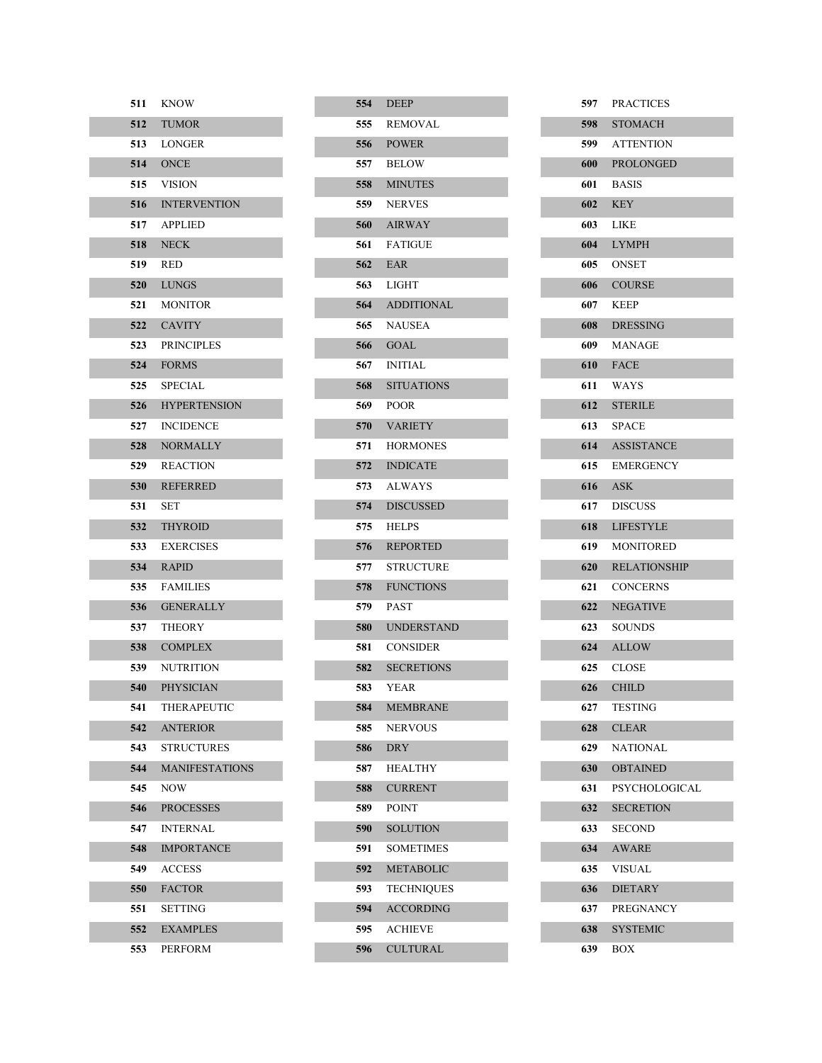| | |
|---|---|
| 511 | KNOW |
| 512 | TUMOR |
| 513 | LONGER |
| 514 | ONCE |
| 515 | VISION |
| 516 | INTERVENTION |
| 517 | APPLIED |
| 518 | NECK |
| 519 | RED |
| 520 | LUNGS |
| 521 | MONITOR |
| 522 | CAVITY |
| 523 | PRINCIPLES |
| 524 | FORMS |
| 525 | SPECIAL |
| 526 | HYPERTENSION |
| 527 | INCIDENCE |
| 528 | NORMALLY |
| 529 | REACTION |
| 530 | REFERRED |
| 531 | SET |
| 532 | THYROID |
| 533 | EXERCISES |
| 534 | RAPID |
| 535 | FAMILIES |
| 536 | GENERALLY |
| 537 | THEORY |
| 538 | COMPLEX |
| 539 | NUTRITION |
| 540 | PHYSICIAN |
| 541 | THERAPEUTIC |
| 542 | ANTERIOR |
| 543 | STRUCTURES |
| 544 | MANIFESTATIONS |
| 545 | NOW |
| 546 | PROCESSES |
| 547 | INTERNAL |
| 548 | IMPORTANCE |
| 549 | ACCESS |
| 550 | FACTOR |
| 551 | SETTING |
| 552 | EXAMPLES |
| 553 | PERFORM |
| 554 | DEEP |
| 555 | REMOVAL |
| 556 | POWER |
| 557 | BELOW |
| 558 | MINUTES |
| 559 | NERVES |
| 560 | AIRWAY |
| 561 | FATIGUE |
| 562 | EAR |
| 563 | LIGHT |
| 564 | ADDITIONAL |
| 565 | NAUSEA |
| 566 | GOAL |
| 567 | INITIAL |
| 568 | SITUATIONS |
| 569 | POOR |
| 570 | VARIETY |
| 571 | HORMONES |
| 572 | INDICATE |
| 573 | ALWAYS |
| 574 | DISCUSSED |
| 575 | HELPS |
| 576 | REPORTED |
| 577 | STRUCTURE |
| 578 | FUNCTIONS |
| 579 | PAST |
| 580 | UNDERSTAND |
| 581 | CONSIDER |
| 582 | SECRETIONS |
| 583 | YEAR |
| 584 | MEMBRANE |
| 585 | NERVOUS |
| 586 | DRY |
| 587 | HEALTHY |
| 588 | CURRENT |
| 589 | POINT |
| 590 | SOLUTION |
| 591 | SOMETIMES |
| 592 | METABOLIC |
| 593 | TECHNIQUES |
| 594 | ACCORDING |
| 595 | ACHIEVE |
| 596 | CULTURAL |
| 597 | PRACTICES |
| 598 | STOMACH |
| 599 | ATTENTION |
| 600 | PROLONGED |
| 601 | BASIS |
| 602 | KEY |
| 603 | LIKE |
| 604 | LYMPH |
| 605 | ONSET |
| 606 | COURSE |
| 607 | KEEP |
| 608 | DRESSING |
| 609 | MANAGE |
| 610 | FACE |
| 611 | WAYS |
| 612 | STERILE |
| 613 | SPACE |
| 614 | ASSISTANCE |
| 615 | EMERGENCY |
| 616 | ASK |
| 617 | DISCUSS |
| 618 | LIFESTYLE |
| 619 | MONITORED |
| 620 | RELATIONSHIP |
| 621 | CONCERNS |
| 622 | NEGATIVE |
| 623 | SOUNDS |
| 624 | ALLOW |
| 625 | CLOSE |
| 626 | CHILD |
| 627 | TESTING |
| 628 | CLEAR |
| 629 | NATIONAL |
| 630 | OBTAINED |
| 631 | PSYCHOLOGICAL |
| 632 | SECRETION |
| 633 | SECOND |
| 634 | AWARE |
| 635 | VISUAL |
| 636 | DIETARY |
| 637 | PREGNANCY |
| 638 | SYSTEMIC |
| 639 | BOX |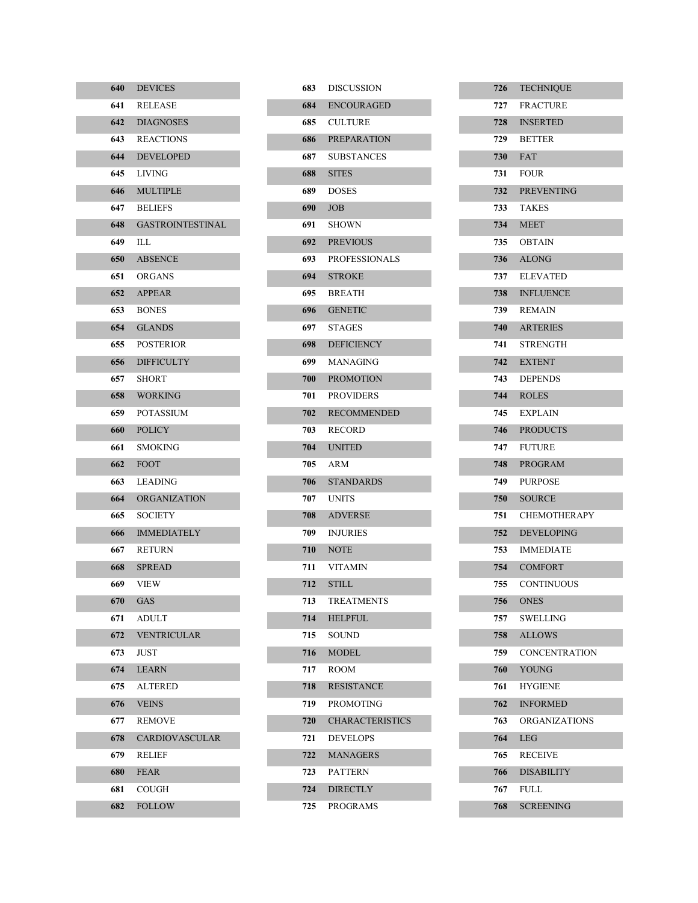| | |
|---|---|
| 640 | DEVICES |
| 641 | RELEASE |
| 642 | DIAGNOSES |
| 643 | REACTIONS |
| 644 | DEVELOPED |
| 645 | LIVING |
| 646 | MULTIPLE |
| 647 | BELIEFS |
| 648 | GASTROINTESTINAL |
| 649 | ILL |
| 650 | ABSENCE |
| 651 | ORGANS |
| 652 | APPEAR |
| 653 | BONES |
| 654 | GLANDS |
| 655 | POSTERIOR |
| 656 | DIFFICULTY |
| 657 | SHORT |
| 658 | WORKING |
| 659 | POTASSIUM |
| 660 | POLICY |
| 661 | SMOKING |
| 662 | FOOT |
| 663 | LEADING |
| 664 | ORGANIZATION |
| 665 | SOCIETY |
| 666 | IMMEDIATELY |
| 667 | RETURN |
| 668 | SPREAD |
| 669 | VIEW |
| 670 | GAS |
| 671 | ADULT |
| 672 | VENTRICULAR |
| 673 | JUST |
| 674 | LEARN |
| 675 | ALTERED |
| 676 | VEINS |
| 677 | REMOVE |
| 678 | CARDIOVASCULAR |
| 679 | RELIEF |
| 680 | FEAR |
| 681 | COUGH |
| 682 | FOLLOW |
| 683 | DISCUSSION |
| 684 | ENCOURAGED |
| 685 | CULTURE |
| 686 | PREPARATION |
| 687 | SUBSTANCES |
| 688 | SITES |
| 689 | DOSES |
| 690 | JOB |
| 691 | SHOWN |
| 692 | PREVIOUS |
| 693 | PROFESSIONALS |
| 694 | STROKE |
| 695 | BREATH |
| 696 | GENETIC |
| 697 | STAGES |
| 698 | DEFICIENCY |
| 699 | MANAGING |
| 700 | PROMOTION |
| 701 | PROVIDERS |
| 702 | RECOMMENDED |
| 703 | RECORD |
| 704 | UNITED |
| 705 | ARM |
| 706 | STANDARDS |
| 707 | UNITS |
| 708 | ADVERSE |
| 709 | INJURIES |
| 710 | NOTE |
| 711 | VITAMIN |
| 712 | STILL |
| 713 | TREATMENTS |
| 714 | HELPFUL |
| 715 | SOUND |
| 716 | MODEL |
| 717 | ROOM |
| 718 | RESISTANCE |
| 719 | PROMOTING |
| 720 | CHARACTERISTICS |
| 721 | DEVELOPS |
| 722 | MANAGERS |
| 723 | PATTERN |
| 724 | DIRECTLY |
| 725 | PROGRAMS |
| 726 | TECHNIQUE |
| 727 | FRACTURE |
| 728 | INSERTED |
| 729 | BETTER |
| 730 | FAT |
| 731 | FOUR |
| 732 | PREVENTING |
| 733 | TAKES |
| 734 | MEET |
| 735 | OBTAIN |
| 736 | ALONG |
| 737 | ELEVATED |
| 738 | INFLUENCE |
| 739 | REMAIN |
| 740 | ARTERIES |
| 741 | STRENGTH |
| 742 | EXTENT |
| 743 | DEPENDS |
| 744 | ROLES |
| 745 | EXPLAIN |
| 746 | PRODUCTS |
| 747 | FUTURE |
| 748 | PROGRAM |
| 749 | PURPOSE |
| 750 | SOURCE |
| 751 | CHEMOTHERAPY |
| 752 | DEVELOPING |
| 753 | IMMEDIATE |
| 754 | COMFORT |
| 755 | CONTINUOUS |
| 756 | ONES |
| 757 | SWELLING |
| 758 | ALLOWS |
| 759 | CONCENTRATION |
| 760 | YOUNG |
| 761 | HYGIENE |
| 762 | INFORMED |
| 763 | ORGANIZATIONS |
| 764 | LEG |
| 765 | RECEIVE |
| 766 | DISABILITY |
| 767 | FULL |
| 768 | SCREENING |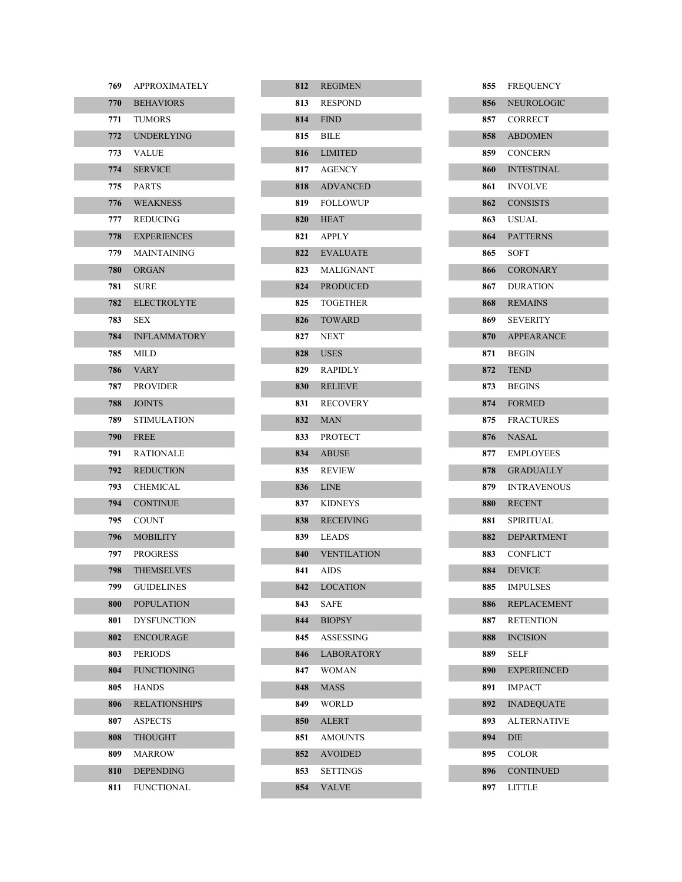| | |
|---|---|
| **769** | APPROXIMATELY |
| **770** | BEHAVIORS |
| **771** | TUMORS |
| **772** | UNDERLYING |
| **773** | VALUE |
| **774** | SERVICE |
| **775** | PARTS |
| **776** | WEAKNESS |
| **777** | REDUCING |
| **778** | EXPERIENCES |
| **779** | MAINTAINING |
| **780** | ORGAN |
| **781** | SURE |
| **782** | ELECTROLYTE |
| **783** | SEX |
| **784** | INFLAMMATORY |
| **785** | MILD |
| **786** | VARY |
| **787** | PROVIDER |
| **788** | JOINTS |
| **789** | STIMULATION |
| **790** | FREE |
| **791** | RATIONALE |
| **792** | REDUCTION |
| **793** | CHEMICAL |
| **794** | CONTINUE |
| **795** | COUNT |
| **796** | MOBILITY |
| **797** | PROGRESS |
| **798** | THEMSELVES |
| **799** | GUIDELINES |
| **800** | POPULATION |
| **801** | DYSFUNCTION |
| **802** | ENCOURAGE |
| **803** | PERIODS |
| **804** | FUNCTIONING |
| **805** | HANDS |
| **806** | RELATIONSHIPS |
| **807** | ASPECTS |
| **808** | THOUGHT |
| **809** | MARROW |
| **810** | DEPENDING |
| **811** | FUNCTIONAL |
| **812** | REGIMEN |
| **813** | RESPOND |
| **814** | FIND |
| **815** | BILE |
| **816** | LIMITED |
| **817** | AGENCY |
| **818** | ADVANCED |
| **819** | FOLLOWUP |
| **820** | HEAT |
| **821** | APPLY |
| **822** | EVALUATE |
| **823** | MALIGNANT |
| **824** | PRODUCED |
| **825** | TOGETHER |
| **826** | TOWARD |
| **827** | NEXT |
| **828** | USES |
| **829** | RAPIDLY |
| **830** | RELIEVE |
| **831** | RECOVERY |
| **832** | MAN |
| **833** | PROTECT |
| **834** | ABUSE |
| **835** | REVIEW |
| **836** | LINE |
| **837** | KIDNEYS |
| **838** | RECEIVING |
| **839** | LEADS |
| **840** | VENTILATION |
| **841** | AIDS |
| **842** | LOCATION |
| **843** | SAFE |
| **844** | BIOPSY |
| **845** | ASSESSING |
| **846** | LABORATORY |
| **847** | WOMAN |
| **848** | MASS |
| **849** | WORLD |
| **850** | ALERT |
| **851** | AMOUNTS |
| **852** | AVOIDED |
| **853** | SETTINGS |
| **854** | VALVE |
| **855** | FREQUENCY |
| **856** | NEUROLOGIC |
| **857** | CORRECT |
| **858** | ABDOMEN |
| **859** | CONCERN |
| **860** | INTESTINAL |
| **861** | INVOLVE |
| **862** | CONSISTS |
| **863** | USUAL |
| **864** | PATTERNS |
| **865** | SOFT |
| **866** | CORONARY |
| **867** | DURATION |
| **868** | REMAINS |
| **869** | SEVERITY |
| **870** | APPEARANCE |
| **871** | BEGIN |
| **872** | TEND |
| **873** | BEGINS |
| **874** | FORMED |
| **875** | FRACTURES |
| **876** | NASAL |
| **877** | EMPLOYEES |
| **878** | GRADUALLY |
| **879** | INTRAVENOUS |
| **880** | RECENT |
| **881** | SPIRITUAL |
| **882** | DEPARTMENT |
| **883** | CONFLICT |
| **884** | DEVICE |
| **885** | IMPULSES |
| **886** | REPLACEMENT |
| **887** | RETENTION |
| **888** | INCISION |
| **889** | SELF |
| **890** | EXPERIENCED |
| **891** | IMPACT |
| **892** | INADEQUATE |
| **893** | ALTERNATIVE |
| **894** | DIE |
| **895** | COLOR |
| **896** | CONTINUED |
| **897** | LITTLE |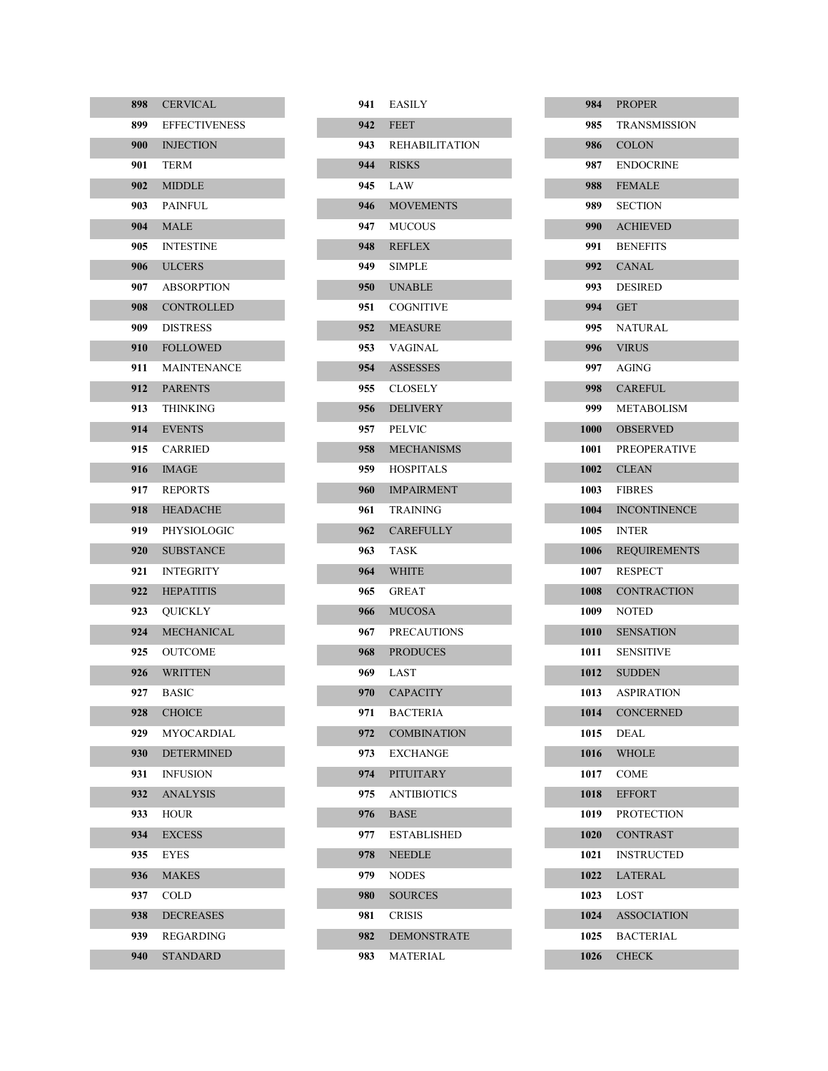| | |
|---|---|
| 898 | CERVICAL |
| 899 | EFFECTIVENESS |
| 900 | INJECTION |
| 901 | TERM |
| 902 | MIDDLE |
| 903 | PAINFUL |
| 904 | MALE |
| 905 | INTESTINE |
| 906 | ULCERS |
| 907 | ABSORPTION |
| 908 | CONTROLLED |
| 909 | DISTRESS |
| 910 | FOLLOWED |
| 911 | MAINTENANCE |
| 912 | PARENTS |
| 913 | THINKING |
| 914 | EVENTS |
| 915 | CARRIED |
| 916 | IMAGE |
| 917 | REPORTS |
| 918 | HEADACHE |
| 919 | PHYSIOLOGIC |
| 920 | SUBSTANCE |
| 921 | INTEGRITY |
| 922 | HEPATITIS |
| 923 | QUICKLY |
| 924 | MECHANICAL |
| 925 | OUTCOME |
| 926 | WRITTEN |
| 927 | BASIC |
| 928 | CHOICE |
| 929 | MYOCARDIAL |
| 930 | DETERMINED |
| 931 | INFUSION |
| 932 | ANALYSIS |
| 933 | HOUR |
| 934 | EXCESS |
| 935 | EYES |
| 936 | MAKES |
| 937 | COLD |
| 938 | DECREASES |
| 939 | REGARDING |
| 940 | STANDARD |
| 941 | EASILY |
| 942 | FEET |
| 943 | REHABILITATION |
| 944 | RISKS |
| 945 | LAW |
| 946 | MOVEMENTS |
| 947 | MUCOUS |
| 948 | REFLEX |
| 949 | SIMPLE |
| 950 | UNABLE |
| 951 | COGNITIVE |
| 952 | MEASURE |
| 953 | VAGINAL |
| 954 | ASSESSES |
| 955 | CLOSELY |
| 956 | DELIVERY |
| 957 | PELVIC |
| 958 | MECHANISMS |
| 959 | HOSPITALS |
| 960 | IMPAIRMENT |
| 961 | TRAINING |
| 962 | CAREFULLY |
| 963 | TASK |
| 964 | WHITE |
| 965 | GREAT |
| 966 | MUCOSA |
| 967 | PRECAUTIONS |
| 968 | PRODUCES |
| 969 | LAST |
| 970 | CAPACITY |
| 971 | BACTERIA |
| 972 | COMBINATION |
| 973 | EXCHANGE |
| 974 | PITUITARY |
| 975 | ANTIBIOTICS |
| 976 | BASE |
| 977 | ESTABLISHED |
| 978 | NEEDLE |
| 979 | NODES |
| 980 | SOURCES |
| 981 | CRISIS |
| 982 | DEMONSTRATE |
| 983 | MATERIAL |
| 984 | PROPER |
| 985 | TRANSMISSION |
| 986 | COLON |
| 987 | ENDOCRINE |
| 988 | FEMALE |
| 989 | SECTION |
| 990 | ACHIEVED |
| 991 | BENEFITS |
| 992 | CANAL |
| 993 | DESIRED |
| 994 | GET |
| 995 | NATURAL |
| 996 | VIRUS |
| 997 | AGING |
| 998 | CAREFUL |
| 999 | METABOLISM |
| 1000 | OBSERVED |
| 1001 | PREOPERATIVE |
| 1002 | CLEAN |
| 1003 | FIBRES |
| 1004 | INCONTINENCE |
| 1005 | INTER |
| 1006 | REQUIREMENTS |
| 1007 | RESPECT |
| 1008 | CONTRACTION |
| 1009 | NOTED |
| 1010 | SENSATION |
| 1011 | SENSITIVE |
| 1012 | SUDDEN |
| 1013 | ASPIRATION |
| 1014 | CONCERNED |
| 1015 | DEAL |
| 1016 | WHOLE |
| 1017 | COME |
| 1018 | EFFORT |
| 1019 | PROTECTION |
| 1020 | CONTRAST |
| 1021 | INSTRUCTED |
| 1022 | LATERAL |
| 1023 | LOST |
| 1024 | ASSOCIATION |
| 1025 | BACTERIAL |
| 1026 | CHECK |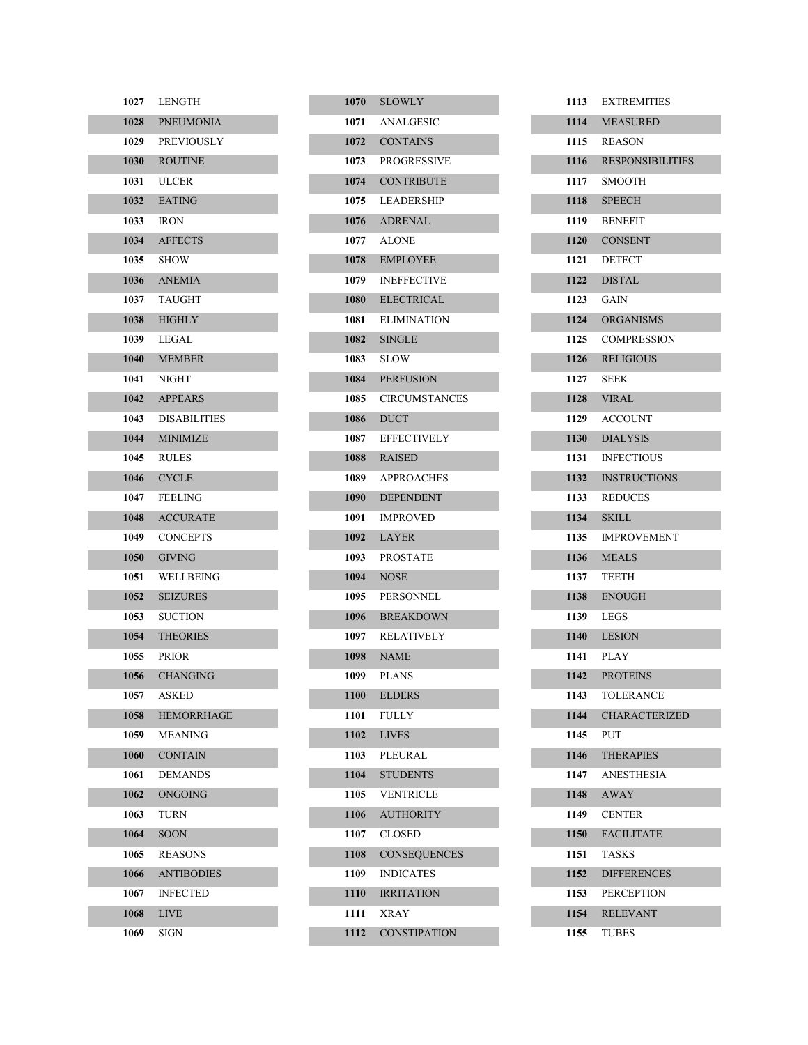| | |
|---|---|
| 1027 | LENGTH |
| 1028 | PNEUMONIA |
| 1029 | PREVIOUSLY |
| 1030 | ROUTINE |
| 1031 | ULCER |
| 1032 | EATING |
| 1033 | IRON |
| 1034 | AFFECTS |
| 1035 | SHOW |
| 1036 | ANEMIA |
| 1037 | TAUGHT |
| 1038 | HIGHLY |
| 1039 | LEGAL |
| 1040 | MEMBER |
| 1041 | NIGHT |
| 1042 | APPEARS |
| 1043 | DISABILITIES |
| 1044 | MINIMIZE |
| 1045 | RULES |
| 1046 | CYCLE |
| 1047 | FEELING |
| 1048 | ACCURATE |
| 1049 | CONCEPTS |
| 1050 | GIVING |
| 1051 | WELLBEING |
| 1052 | SEIZURES |
| 1053 | SUCTION |
| 1054 | THEORIES |
| 1055 | PRIOR |
| 1056 | CHANGING |
| 1057 | ASKED |
| 1058 | HEMORRHAGE |
| 1059 | MEANING |
| 1060 | CONTAIN |
| 1061 | DEMANDS |
| 1062 | ONGOING |
| 1063 | TURN |
| 1064 | SOON |
| 1065 | REASONS |
| 1066 | ANTIBODIES |
| 1067 | INFECTED |
| 1068 | LIVE |
| 1069 | SIGN |
| 1070 | SLOWLY |
| 1071 | ANALGESIC |
| 1072 | CONTAINS |
| 1073 | PROGRESSIVE |
| 1074 | CONTRIBUTE |
| 1075 | LEADERSHIP |
| 1076 | ADRENAL |
| 1077 | ALONE |
| 1078 | EMPLOYEE |
| 1079 | INEFFECTIVE |
| 1080 | ELECTRICAL |
| 1081 | ELIMINATION |
| 1082 | SINGLE |
| 1083 | SLOW |
| 1084 | PERFUSION |
| 1085 | CIRCUMSTANCES |
| 1086 | DUCT |
| 1087 | EFFECTIVELY |
| 1088 | RAISED |
| 1089 | APPROACHES |
| 1090 | DEPENDENT |
| 1091 | IMPROVED |
| 1092 | LAYER |
| 1093 | PROSTATE |
| 1094 | NOSE |
| 1095 | PERSONNEL |
| 1096 | BREAKDOWN |
| 1097 | RELATIVELY |
| 1098 | NAME |
| 1099 | PLANS |
| 1100 | ELDERS |
| 1101 | FULLY |
| 1102 | LIVES |
| 1103 | PLEURAL |
| 1104 | STUDENTS |
| 1105 | VENTRICLE |
| 1106 | AUTHORITY |
| 1107 | CLOSED |
| 1108 | CONSEQUENCES |
| 1109 | INDICATES |
| 1110 | IRRITATION |
| 1111 | XRAY |
| 1112 | CONSTIPATION |
| 1113 | EXTREMITIES |
| 1114 | MEASURED |
| 1115 | REASON |
| 1116 | RESPONSIBILITIES |
| 1117 | SMOOTH |
| 1118 | SPEECH |
| 1119 | BENEFIT |
| 1120 | CONSENT |
| 1121 | DETECT |
| 1122 | DISTAL |
| 1123 | GAIN |
| 1124 | ORGANISMS |
| 1125 | COMPRESSION |
| 1126 | RELIGIOUS |
| 1127 | SEEK |
| 1128 | VIRAL |
| 1129 | ACCOUNT |
| 1130 | DIALYSIS |
| 1131 | INFECTIOUS |
| 1132 | INSTRUCTIONS |
| 1133 | REDUCES |
| 1134 | SKILL |
| 1135 | IMPROVEMENT |
| 1136 | MEALS |
| 1137 | TEETH |
| 1138 | ENOUGH |
| 1139 | LEGS |
| 1140 | LESION |
| 1141 | PLAY |
| 1142 | PROTEINS |
| 1143 | TOLERANCE |
| 1144 | CHARACTERIZED |
| 1145 | PUT |
| 1146 | THERAPIES |
| 1147 | ANESTHESIA |
| 1148 | AWAY |
| 1149 | CENTER |
| 1150 | FACILITATE |
| 1151 | TASKS |
| 1152 | DIFFERENCES |
| 1153 | PERCEPTION |
| 1154 | RELEVANT |
| 1155 | TUBES |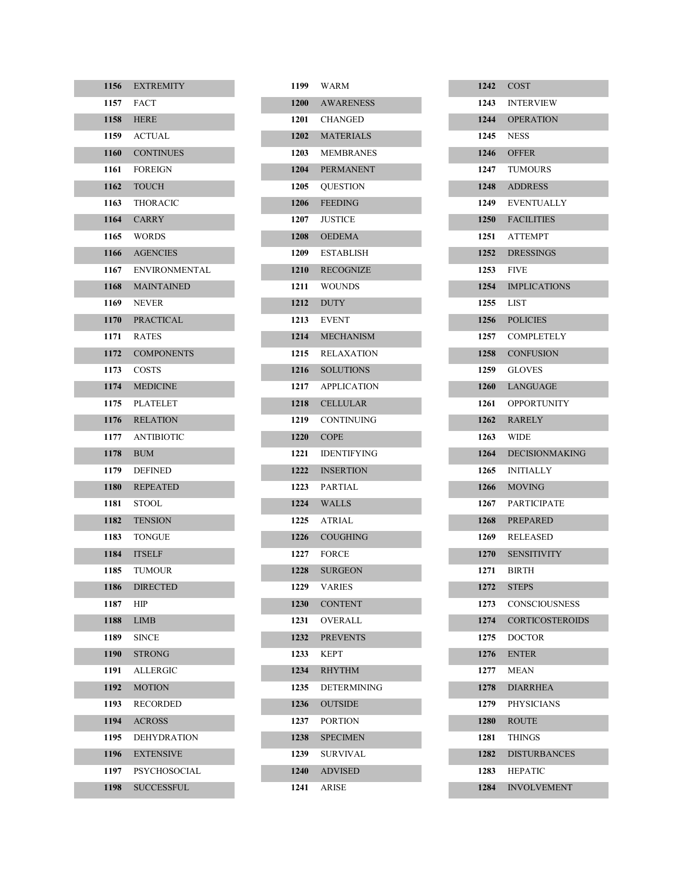| | |
|---|---|
| 1156 | EXTREMITY |
| 1157 | FACT |
| 1158 | HERE |
| 1159 | ACTUAL |
| 1160 | CONTINUES |
| 1161 | FOREIGN |
| 1162 | TOUCH |
| 1163 | THORACIC |
| 1164 | CARRY |
| 1165 | WORDS |
| 1166 | AGENCIES |
| 1167 | ENVIRONMENTAL |
| 1168 | MAINTAINED |
| 1169 | NEVER |
| 1170 | PRACTICAL |
| 1171 | RATES |
| 1172 | COMPONENTS |
| 1173 | COSTS |
| 1174 | MEDICINE |
| 1175 | PLATELET |
| 1176 | RELATION |
| 1177 | ANTIBIOTIC |
| 1178 | BUM |
| 1179 | DEFINED |
| 1180 | REPEATED |
| 1181 | STOOL |
| 1182 | TENSION |
| 1183 | TONGUE |
| 1184 | ITSELF |
| 1185 | TUMOUR |
| 1186 | DIRECTED |
| 1187 | HIP |
| 1188 | LIMB |
| 1189 | SINCE |
| 1190 | STRONG |
| 1191 | ALLERGIC |
| 1192 | MOTION |
| 1193 | RECORDED |
| 1194 | ACROSS |
| 1195 | DEHYDRATION |
| 1196 | EXTENSIVE |
| 1197 | PSYCHOSOCIAL |
| 1198 | SUCCESSFUL |
| 1199 | WARM |
| 1200 | AWARENESS |
| 1201 | CHANGED |
| 1202 | MATERIALS |
| 1203 | MEMBRANES |
| 1204 | PERMANENT |
| 1205 | QUESTION |
| 1206 | FEEDING |
| 1207 | JUSTICE |
| 1208 | OEDEMA |
| 1209 | ESTABLISH |
| 1210 | RECOGNIZE |
| 1211 | WOUNDS |
| 1212 | DUTY |
| 1213 | EVENT |
| 1214 | MECHANISM |
| 1215 | RELAXATION |
| 1216 | SOLUTIONS |
| 1217 | APPLICATION |
| 1218 | CELLULAR |
| 1219 | CONTINUING |
| 1220 | COPE |
| 1221 | IDENTIFYING |
| 1222 | INSERTION |
| 1223 | PARTIAL |
| 1224 | WALLS |
| 1225 | ATRIAL |
| 1226 | COUGHING |
| 1227 | FORCE |
| 1228 | SURGEON |
| 1229 | VARIES |
| 1230 | CONTENT |
| 1231 | OVERALL |
| 1232 | PREVENTS |
| 1233 | KEPT |
| 1234 | RHYTHM |
| 1235 | DETERMINING |
| 1236 | OUTSIDE |
| 1237 | PORTION |
| 1238 | SPECIMEN |
| 1239 | SURVIVAL |
| 1240 | ADVISED |
| 1241 | ARISE |
| 1242 | COST |
| 1243 | INTERVIEW |
| 1244 | OPERATION |
| 1245 | NESS |
| 1246 | OFFER |
| 1247 | TUMOURS |
| 1248 | ADDRESS |
| 1249 | EVENTUALLY |
| 1250 | FACILITIES |
| 1251 | ATTEMPT |
| 1252 | DRESSINGS |
| 1253 | FIVE |
| 1254 | IMPLICATIONS |
| 1255 | LIST |
| 1256 | POLICIES |
| 1257 | COMPLETELY |
| 1258 | CONFUSION |
| 1259 | GLOVES |
| 1260 | LANGUAGE |
| 1261 | OPPORTUNITY |
| 1262 | RARELY |
| 1263 | WIDE |
| 1264 | DECISIONMAKING |
| 1265 | INITIALLY |
| 1266 | MOVING |
| 1267 | PARTICIPATE |
| 1268 | PREPARED |
| 1269 | RELEASED |
| 1270 | SENSITIVITY |
| 1271 | BIRTH |
| 1272 | STEPS |
| 1273 | CONSCIOUSNESS |
| 1274 | CORTICOSTEROIDS |
| 1275 | DOCTOR |
| 1276 | ENTER |
| 1277 | MEAN |
| 1278 | DIARRHEA |
| 1279 | PHYSICIANS |
| 1280 | ROUTE |
| 1281 | THINGS |
| 1282 | DISTURBANCES |
| 1283 | HEPATIC |
| 1284 | INVOLVEMENT |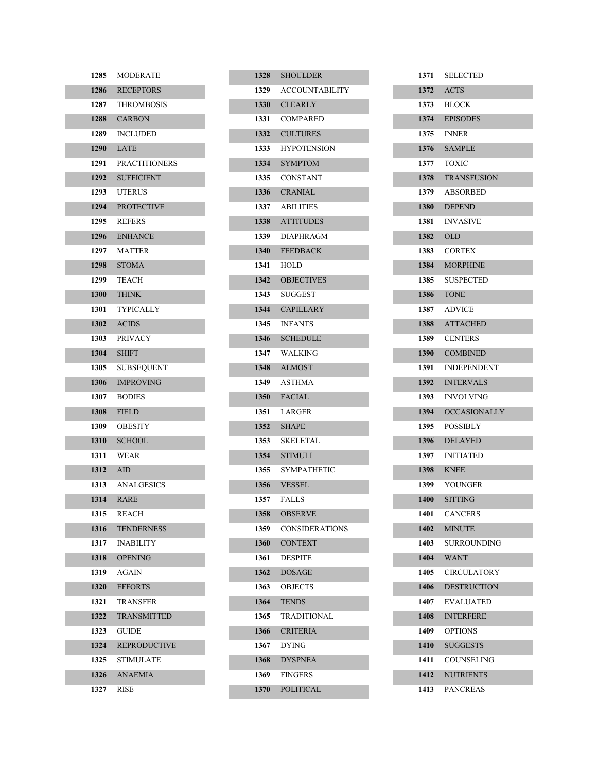| | |
|---|---|
| 1285 | MODERATE |
| 1286 | RECEPTORS |
| 1287 | THROMBOSIS |
| 1288 | CARBON |
| 1289 | INCLUDED |
| 1290 | LATE |
| 1291 | PRACTITIONERS |
| 1292 | SUFFICIENT |
| 1293 | UTERUS |
| 1294 | PROTECTIVE |
| 1295 | REFERS |
| 1296 | ENHANCE |
| 1297 | MATTER |
| 1298 | STOMA |
| 1299 | TEACH |
| 1300 | THINK |
| 1301 | TYPICALLY |
| 1302 | ACIDS |
| 1303 | PRIVACY |
| 1304 | SHIFT |
| 1305 | SUBSEQUENT |
| 1306 | IMPROVING |
| 1307 | BODIES |
| 1308 | FIELD |
| 1309 | OBESITY |
| 1310 | SCHOOL |
| 1311 | WEAR |
| 1312 | AID |
| 1313 | ANALGESICS |
| 1314 | RARE |
| 1315 | REACH |
| 1316 | TENDERNESS |
| 1317 | INABILITY |
| 1318 | OPENING |
| 1319 | AGAIN |
| 1320 | EFFORTS |
| 1321 | TRANSFER |
| 1322 | TRANSMITTED |
| 1323 | GUIDE |
| 1324 | REPRODUCTIVE |
| 1325 | STIMULATE |
| 1326 | ANAEMIA |
| 1327 | RISE |
| 1328 | SHOULDER |
| 1329 | ACCOUNTABILITY |
| 1330 | CLEARLY |
| 1331 | COMPARED |
| 1332 | CULTURES |
| 1333 | HYPOTENSION |
| 1334 | SYMPTOM |
| 1335 | CONSTANT |
| 1336 | CRANIAL |
| 1337 | ABILITIES |
| 1338 | ATTITUDES |
| 1339 | DIAPHRAGM |
| 1340 | FEEDBACK |
| 1341 | HOLD |
| 1342 | OBJECTIVES |
| 1343 | SUGGEST |
| 1344 | CAPILLARY |
| 1345 | INFANTS |
| 1346 | SCHEDULE |
| 1347 | WALKING |
| 1348 | ALMOST |
| 1349 | ASTHMA |
| 1350 | FACIAL |
| 1351 | LARGER |
| 1352 | SHAPE |
| 1353 | SKELETAL |
| 1354 | STIMULI |
| 1355 | SYMPATHETIC |
| 1356 | VESSEL |
| 1357 | FALLS |
| 1358 | OBSERVE |
| 1359 | CONSIDERATIONS |
| 1360 | CONTEXT |
| 1361 | DESPITE |
| 1362 | DOSAGE |
| 1363 | OBJECTS |
| 1364 | TENDS |
| 1365 | TRADITIONAL |
| 1366 | CRITERIA |
| 1367 | DYING |
| 1368 | DYSPNEA |
| 1369 | FINGERS |
| 1370 | POLITICAL |
| 1371 | SELECTED |
| 1372 | ACTS |
| 1373 | BLOCK |
| 1374 | EPISODES |
| 1375 | INNER |
| 1376 | SAMPLE |
| 1377 | TOXIC |
| 1378 | TRANSFUSION |
| 1379 | ABSORBED |
| 1380 | DEPEND |
| 1381 | INVASIVE |
| 1382 | OLD |
| 1383 | CORTEX |
| 1384 | MORPHINE |
| 1385 | SUSPECTED |
| 1386 | TONE |
| 1387 | ADVICE |
| 1388 | ATTACHED |
| 1389 | CENTERS |
| 1390 | COMBINED |
| 1391 | INDEPENDENT |
| 1392 | INTERVALS |
| 1393 | INVOLVING |
| 1394 | OCCASIONALLY |
| 1395 | POSSIBLY |
| 1396 | DELAYED |
| 1397 | INITIATED |
| 1398 | KNEE |
| 1399 | YOUNGER |
| 1400 | SITTING |
| 1401 | CANCERS |
| 1402 | MINUTE |
| 1403 | SURROUNDING |
| 1404 | WANT |
| 1405 | CIRCULATORY |
| 1406 | DESTRUCTION |
| 1407 | EVALUATED |
| 1408 | INTERFERE |
| 1409 | OPTIONS |
| 1410 | SUGGESTS |
| 1411 | COUNSELING |
| 1412 | NUTRIENTS |
| 1413 | PANCREAS |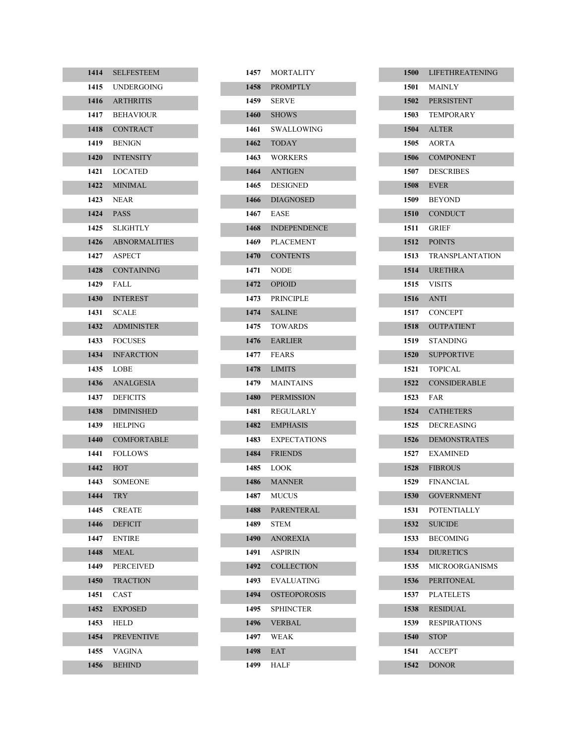| | |
|---|---|
| 1414 | SELFESTEEM |
| 1415 | UNDERGOING |
| 1416 | ARTHRITIS |
| 1417 | BEHAVIOUR |
| 1418 | CONTRACT |
| 1419 | BENIGN |
| 1420 | INTENSITY |
| 1421 | LOCATED |
| 1422 | MINIMAL |
| 1423 | NEAR |
| 1424 | PASS |
| 1425 | SLIGHTLY |
| 1426 | ABNORMALITIES |
| 1427 | ASPECT |
| 1428 | CONTAINING |
| 1429 | FALL |
| 1430 | INTEREST |
| 1431 | SCALE |
| 1432 | ADMINISTER |
| 1433 | FOCUSES |
| 1434 | INFARCTION |
| 1435 | LOBE |
| 1436 | ANALGESIA |
| 1437 | DEFICITS |
| 1438 | DIMINISHED |
| 1439 | HELPING |
| 1440 | COMFORTABLE |
| 1441 | FOLLOWS |
| 1442 | HOT |
| 1443 | SOMEONE |
| 1444 | TRY |
| 1445 | CREATE |
| 1446 | DEFICIT |
| 1447 | ENTIRE |
| 1448 | MEAL |
| 1449 | PERCEIVED |
| 1450 | TRACTION |
| 1451 | CAST |
| 1452 | EXPOSED |
| 1453 | HELD |
| 1454 | PREVENTIVE |
| 1455 | VAGINA |
| 1456 | BEHIND |
| 1457 | MORTALITY |
| 1458 | PROMPTLY |
| 1459 | SERVE |
| 1460 | SHOWS |
| 1461 | SWALLOWING |
| 1462 | TODAY |
| 1463 | WORKERS |
| 1464 | ANTIGEN |
| 1465 | DESIGNED |
| 1466 | DIAGNOSED |
| 1467 | EASE |
| 1468 | INDEPENDENCE |
| 1469 | PLACEMENT |
| 1470 | CONTENTS |
| 1471 | NODE |
| 1472 | OPIOID |
| 1473 | PRINCIPLE |
| 1474 | SALINE |
| 1475 | TOWARDS |
| 1476 | EARLIER |
| 1477 | FEARS |
| 1478 | LIMITS |
| 1479 | MAINTAINS |
| 1480 | PERMISSION |
| 1481 | REGULARLY |
| 1482 | EMPHASIS |
| 1483 | EXPECTATIONS |
| 1484 | FRIENDS |
| 1485 | LOOK |
| 1486 | MANNER |
| 1487 | MUCUS |
| 1488 | PARENTERAL |
| 1489 | STEM |
| 1490 | ANOREXIA |
| 1491 | ASPIRIN |
| 1492 | COLLECTION |
| 1493 | EVALUATING |
| 1494 | OSTEOPOROSIS |
| 1495 | SPHINCTER |
| 1496 | VERBAL |
| 1497 | WEAK |
| 1498 | EAT |
| 1499 | HALF |
| 1500 | LIFETHREATENING |
| 1501 | MAINLY |
| 1502 | PERSISTENT |
| 1503 | TEMPORARY |
| 1504 | ALTER |
| 1505 | AORTA |
| 1506 | COMPONENT |
| 1507 | DESCRIBES |
| 1508 | EVER |
| 1509 | BEYOND |
| 1510 | CONDUCT |
| 1511 | GRIEF |
| 1512 | POINTS |
| 1513 | TRANSPLANTATION |
| 1514 | URETHRA |
| 1515 | VISITS |
| 1516 | ANTI |
| 1517 | CONCEPT |
| 1518 | OUTPATIENT |
| 1519 | STANDING |
| 1520 | SUPPORTIVE |
| 1521 | TOPICAL |
| 1522 | CONSIDERABLE |
| 1523 | FAR |
| 1524 | CATHETERS |
| 1525 | DECREASING |
| 1526 | DEMONSTRATES |
| 1527 | EXAMINED |
| 1528 | FIBROUS |
| 1529 | FINANCIAL |
| 1530 | GOVERNMENT |
| 1531 | POTENTIALLY |
| 1532 | SUICIDE |
| 1533 | BECOMING |
| 1534 | DIURETICS |
| 1535 | MICROORGANISMS |
| 1536 | PERITONEAL |
| 1537 | PLATELETS |
| 1538 | RESIDUAL |
| 1539 | RESPIRATIONS |
| 1540 | STOP |
| 1541 | ACCEPT |
| 1542 | DONOR |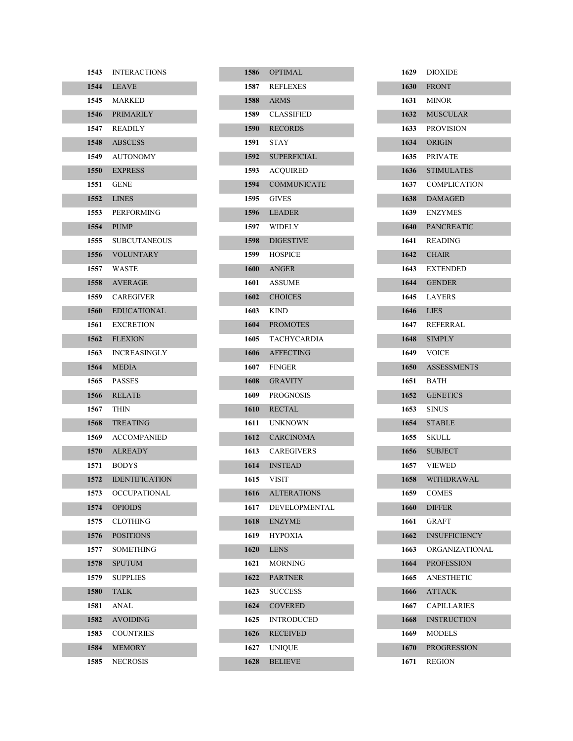| | |
|---|---|
| **1543** | INTERACTIONS |
| **1544** | LEAVE |
| **1545** | MARKED |
| **1546** | PRIMARILY |
| **1547** | READILY |
| **1548** | ABSCESS |
| **1549** | AUTONOMY |
| **1550** | EXPRESS |
| **1551** | GENE |
| **1552** | LINES |
| **1553** | PERFORMING |
| **1554** | PUMP |
| **1555** | SUBCUTANEOUS |
| **1556** | VOLUNTARY |
| **1557** | WASTE |
| **1558** | AVERAGE |
| **1559** | CAREGIVER |
| **1560** | EDUCATIONAL |
| **1561** | EXCRETION |
| **1562** | FLEXION |
| **1563** | INCREASINGLY |
| **1564** | MEDIA |
| **1565** | PASSES |
| **1566** | RELATE |
| **1567** | THIN |
| **1568** | TREATING |
| **1569** | ACCOMPANIED |
| **1570** | ALREADY |
| **1571** | BODYS |
| **1572** | IDENTIFICATION |
| **1573** | OCCUPATIONAL |
| **1574** | OPIOIDS |
| **1575** | CLOTHING |
| **1576** | POSITIONS |
| **1577** | SOMETHING |
| **1578** | SPUTUM |
| **1579** | SUPPLIES |
| **1580** | TALK |
| **1581** | ANAL |
| **1582** | AVOIDING |
| **1583** | COUNTRIES |
| **1584** | MEMORY |
| **1585** | NECROSIS |
| **1586** | OPTIMAL |
| **1587** | REFLEXES |
| **1588** | ARMS |
| **1589** | CLASSIFIED |
| **1590** | RECORDS |
| **1591** | STAY |
| **1592** | SUPERFICIAL |
| **1593** | ACQUIRED |
| **1594** | COMMUNICATE |
| **1595** | GIVES |
| **1596** | LEADER |
| **1597** | WIDELY |
| **1598** | DIGESTIVE |
| **1599** | HOSPICE |
| **1600** | ANGER |
| **1601** | ASSUME |
| **1602** | CHOICES |
| **1603** | KIND |
| **1604** | PROMOTES |
| **1605** | TACHYCARDIA |
| **1606** | AFFECTING |
| **1607** | FINGER |
| **1608** | GRAVITY |
| **1609** | PROGNOSIS |
| **1610** | RECTAL |
| **1611** | UNKNOWN |
| **1612** | CARCINOMA |
| **1613** | CAREGIVERS |
| **1614** | INSTEAD |
| **1615** | VISIT |
| **1616** | ALTERATIONS |
| **1617** | DEVELOPMENTAL |
| **1618** | ENZYME |
| **1619** | HYPOXIA |
| **1620** | LENS |
| **1621** | MORNING |
| **1622** | PARTNER |
| **1623** | SUCCESS |
| **1624** | COVERED |
| **1625** | INTRODUCED |
| **1626** | RECEIVED |
| **1627** | UNIQUE |
| **1628** | BELIEVE |
| **1629** | DIOXIDE |
| **1630** | FRONT |
| **1631** | MINOR |
| **1632** | MUSCULAR |
| **1633** | PROVISION |
| **1634** | ORIGIN |
| **1635** | PRIVATE |
| **1636** | STIMULATES |
| **1637** | COMPLICATION |
| **1638** | DAMAGED |
| **1639** | ENZYMES |
| **1640** | PANCREATIC |
| **1641** | READING |
| **1642** | CHAIR |
| **1643** | EXTENDED |
| **1644** | GENDER |
| **1645** | LAYERS |
| **1646** | LIES |
| **1647** | REFERRAL |
| **1648** | SIMPLY |
| **1649** | VOICE |
| **1650** | ASSESSMENTS |
| **1651** | BATH |
| **1652** | GENETICS |
| **1653** | SINUS |
| **1654** | STABLE |
| **1655** | SKULL |
| **1656** | SUBJECT |
| **1657** | VIEWED |
| **1658** | WITHDRAWAL |
| **1659** | COMES |
| **1660** | DIFFER |
| **1661** | GRAFT |
| **1662** | INSUFFICIENCY |
| **1663** | ORGANIZATIONAL |
| **1664** | PROFESSION |
| **1665** | ANESTHETIC |
| **1666** | ATTACK |
| **1667** | CAPILLARIES |
| **1668** | INSTRUCTION |
| **1669** | MODELS |
| **1670** | PROGRESSION |
| **1671** | REGION |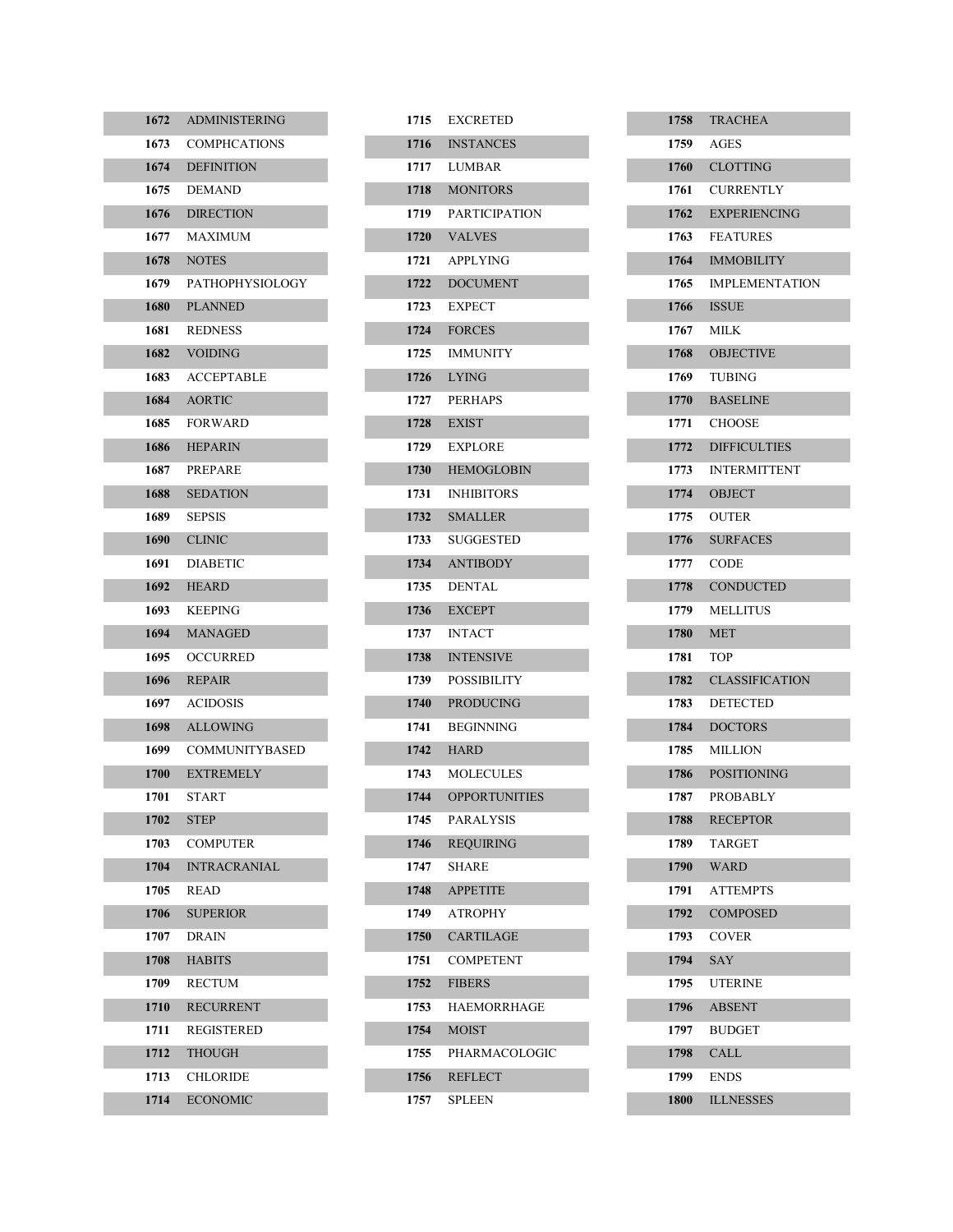| | |
|---|---|
| 1672 | ADMINISTERING |
| 1673 | COMPHCATIONS |
| 1674 | DEFINITION |
| 1675 | DEMAND |
| 1676 | DIRECTION |
| 1677 | MAXIMUM |
| 1678 | NOTES |
| 1679 | PATHOPHYSIOLOGY |
| 1680 | PLANNED |
| 1681 | REDNESS |
| 1682 | VOIDING |
| 1683 | ACCEPTABLE |
| 1684 | AORTIC |
| 1685 | FORWARD |
| 1686 | HEPARIN |
| 1687 | PREPARE |
| 1688 | SEDATION |
| 1689 | SEPSIS |
| 1690 | CLINIC |
| 1691 | DIABETIC |
| 1692 | HEARD |
| 1693 | KEEPING |
| 1694 | MANAGED |
| 1695 | OCCURRED |
| 1696 | REPAIR |
| 1697 | ACIDOSIS |
| 1698 | ALLOWING |
| 1699 | COMMUNITYBASED |
| 1700 | EXTREMELY |
| 1701 | START |
| 1702 | STEP |
| 1703 | COMPUTER |
| 1704 | INTRACRANIAL |
| 1705 | READ |
| 1706 | SUPERIOR |
| 1707 | DRAIN |
| 1708 | HABITS |
| 1709 | RECTUM |
| 1710 | RECURRENT |
| 1711 | REGISTERED |
| 1712 | THOUGH |
| 1713 | CHLORIDE |
| 1714 | ECONOMIC |
| 1715 | EXCRETED |
| 1716 | INSTANCES |
| 1717 | LUMBAR |
| 1718 | MONITORS |
| 1719 | PARTICIPATION |
| 1720 | VALVES |
| 1721 | APPLYING |
| 1722 | DOCUMENT |
| 1723 | EXPECT |
| 1724 | FORCES |
| 1725 | IMMUNITY |
| 1726 | LYING |
| 1727 | PERHAPS |
| 1728 | EXIST |
| 1729 | EXPLORE |
| 1730 | HEMOGLOBIN |
| 1731 | INHIBITORS |
| 1732 | SMALLER |
| 1733 | SUGGESTED |
| 1734 | ANTIBODY |
| 1735 | DENTAL |
| 1736 | EXCEPT |
| 1737 | INTACT |
| 1738 | INTENSIVE |
| 1739 | POSSIBILITY |
| 1740 | PRODUCING |
| 1741 | BEGINNING |
| 1742 | HARD |
| 1743 | MOLECULES |
| 1744 | OPPORTUNITIES |
| 1745 | PARALYSIS |
| 1746 | REQUIRING |
| 1747 | SHARE |
| 1748 | APPETITE |
| 1749 | ATROPHY |
| 1750 | CARTILAGE |
| 1751 | COMPETENT |
| 1752 | FIBERS |
| 1753 | HAEMORRHAGE |
| 1754 | MOIST |
| 1755 | PHARMACOLOGIC |
| 1756 | REFLECT |
| 1757 | SPLEEN |
| 1758 | TRACHEA |
| 1759 | AGES |
| 1760 | CLOTTING |
| 1761 | CURRENTLY |
| 1762 | EXPERIENCING |
| 1763 | FEATURES |
| 1764 | IMMOBILITY |
| 1765 | IMPLEMENTATION |
| 1766 | ISSUE |
| 1767 | MILK |
| 1768 | OBJECTIVE |
| 1769 | TUBING |
| 1770 | BASELINE |
| 1771 | CHOOSE |
| 1772 | DIFFICULTIES |
| 1773 | INTERMITTENT |
| 1774 | OBJECT |
| 1775 | OUTER |
| 1776 | SURFACES |
| 1777 | CODE |
| 1778 | CONDUCTED |
| 1779 | MELLITUS |
| 1780 | MET |
| 1781 | TOP |
| 1782 | CLASSIFICATION |
| 1783 | DETECTED |
| 1784 | DOCTORS |
| 1785 | MILLION |
| 1786 | POSITIONING |
| 1787 | PROBABLY |
| 1788 | RECEPTOR |
| 1789 | TARGET |
| 1790 | WARD |
| 1791 | ATTEMPTS |
| 1792 | COMPOSED |
| 1793 | COVER |
| 1794 | SAY |
| 1795 | UTERINE |
| 1796 | ABSENT |
| 1797 | BUDGET |
| 1798 | CALL |
| 1799 | ENDS |
| 1800 | ILLNESSES |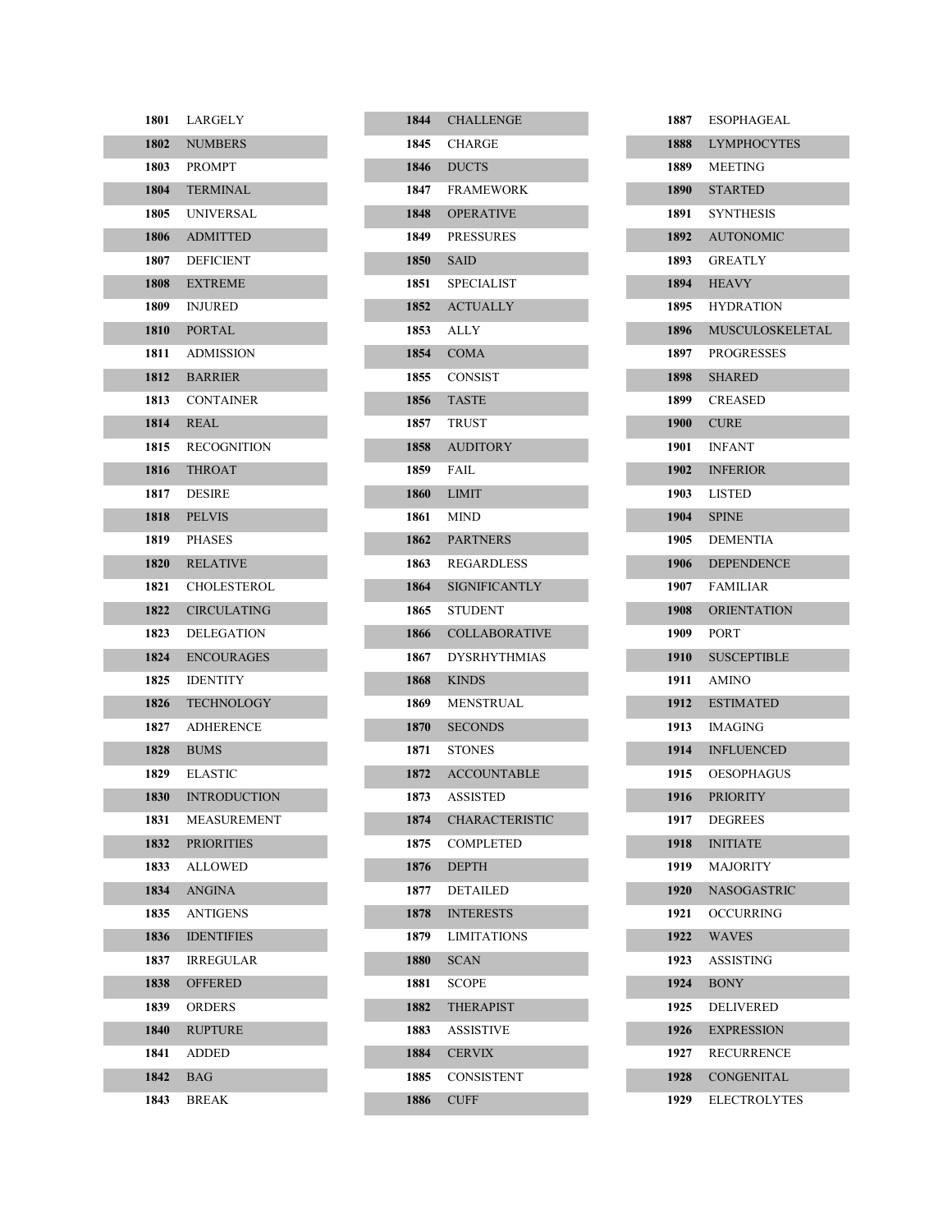| | |
|---|---|
| 1801 | LARGELY |
| 1802 | NUMBERS |
| 1803 | PROMPT |
| 1804 | TERMINAL |
| 1805 | UNIVERSAL |
| 1806 | ADMITTED |
| 1807 | DEFICIENT |
| 1808 | EXTREME |
| 1809 | INJURED |
| 1810 | PORTAL |
| 1811 | ADMISSION |
| 1812 | BARRIER |
| 1813 | CONTAINER |
| 1814 | REAL |
| 1815 | RECOGNITION |
| 1816 | THROAT |
| 1817 | DESIRE |
| 1818 | PELVIS |
| 1819 | PHASES |
| 1820 | RELATIVE |
| 1821 | CHOLESTEROL |
| 1822 | CIRCULATING |
| 1823 | DELEGATION |
| 1824 | ENCOURAGES |
| 1825 | IDENTITY |
| 1826 | TECHNOLOGY |
| 1827 | ADHERENCE |
| 1828 | BUMS |
| 1829 | ELASTIC |
| 1830 | INTRODUCTION |
| 1831 | MEASUREMENT |
| 1832 | PRIORITIES |
| 1833 | ALLOWED |
| 1834 | ANGINA |
| 1835 | ANTIGENS |
| 1836 | IDENTIFIES |
| 1837 | IRREGULAR |
| 1838 | OFFERED |
| 1839 | ORDERS |
| 1840 | RUPTURE |
| 1841 | ADDED |
| 1842 | BAG |
| 1843 | BREAK |
| 1844 | CHALLENGE |
| 1845 | CHARGE |
| 1846 | DUCTS |
| 1847 | FRAMEWORK |
| 1848 | OPERATIVE |
| 1849 | PRESSURES |
| 1850 | SAID |
| 1851 | SPECIALIST |
| 1852 | ACTUALLY |
| 1853 | ALLY |
| 1854 | COMA |
| 1855 | CONSIST |
| 1856 | TASTE |
| 1857 | TRUST |
| 1858 | AUDITORY |
| 1859 | FAIL |
| 1860 | LIMIT |
| 1861 | MIND |
| 1862 | PARTNERS |
| 1863 | REGARDLESS |
| 1864 | SIGNIFICANTLY |
| 1865 | STUDENT |
| 1866 | COLLABORATIVE |
| 1867 | DYSRHYTHMIAS |
| 1868 | KINDS |
| 1869 | MENSTRUAL |
| 1870 | SECONDS |
| 1871 | STONES |
| 1872 | ACCOUNTABLE |
| 1873 | ASSISTED |
| 1874 | CHARACTERISTIC |
| 1875 | COMPLETED |
| 1876 | DEPTH |
| 1877 | DETAILED |
| 1878 | INTERESTS |
| 1879 | LIMITATIONS |
| 1880 | SCAN |
| 1881 | SCOPE |
| 1882 | THERAPIST |
| 1883 | ASSISTIVE |
| 1884 | CERVIX |
| 1885 | CONSISTENT |
| 1886 | CUFF |
| 1887 | ESOPHAGEAL |
| 1888 | LYMPHOCYTES |
| 1889 | MEETING |
| 1890 | STARTED |
| 1891 | SYNTHESIS |
| 1892 | AUTONOMIC |
| 1893 | GREATLY |
| 1894 | HEAVY |
| 1895 | HYDRATION |
| 1896 | MUSCULOSKELETAL |
| 1897 | PROGRESSES |
| 1898 | SHARED |
| 1899 | CREASED |
| 1900 | CURE |
| 1901 | INFANT |
| 1902 | INFERIOR |
| 1903 | LISTED |
| 1904 | SPINE |
| 1905 | DEMENTIA |
| 1906 | DEPENDENCE |
| 1907 | FAMILIAR |
| 1908 | ORIENTATION |
| 1909 | PORT |
| 1910 | SUSCEPTIBLE |
| 1911 | AMINO |
| 1912 | ESTIMATED |
| 1913 | IMAGING |
| 1914 | INFLUENCED |
| 1915 | OESOPHAGUS |
| 1916 | PRIORITY |
| 1917 | DEGREES |
| 1918 | INITIATE |
| 1919 | MAJORITY |
| 1920 | NASOGASTRIC |
| 1921 | OCCURRING |
| 1922 | WAVES |
| 1923 | ASSISTING |
| 1924 | BONY |
| 1925 | DELIVERED |
| 1926 | EXPRESSION |
| 1927 | RECURRENCE |
| 1928 | CONGENITAL |
| 1929 | ELECTROLYTES |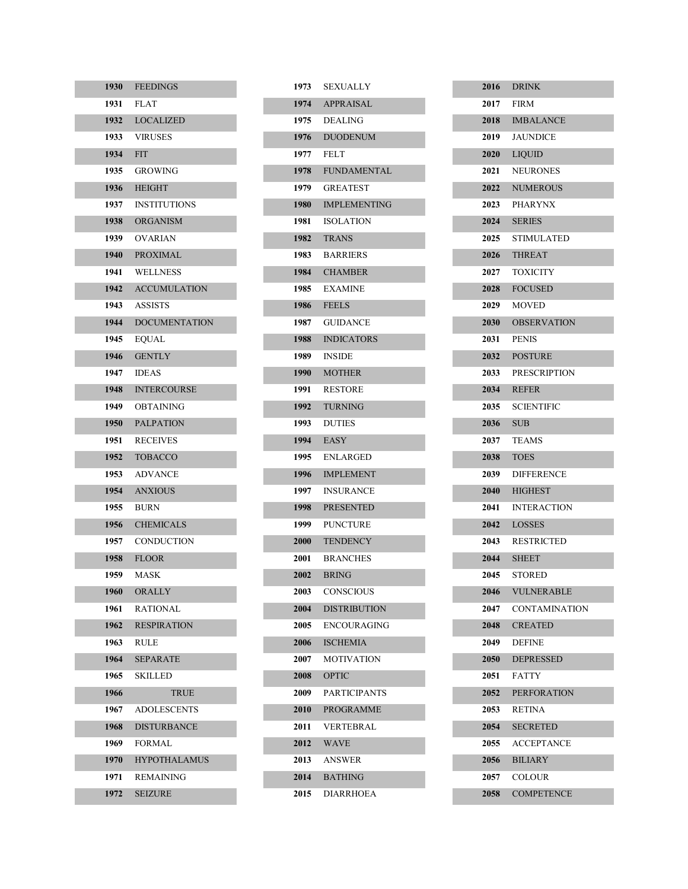| | |
|---|---|
| **1930** | FEEDINGS |
| **1931** | FLAT |
| **1932** | LOCALIZED |
| **1933** | VIRUSES |
| **1934** | FIT |
| **1935** | GROWING |
| **1936** | HEIGHT |
| **1937** | INSTITUTIONS |
| **1938** | ORGANISM |
| **1939** | OVARIAN |
| **1940** | PROXIMAL |
| **1941** | WELLNESS |
| **1942** | ACCUMULATION |
| **1943** | ASSISTS |
| **1944** | DOCUMENTATION |
| **1945** | EQUAL |
| **1946** | GENTLY |
| **1947** | IDEAS |
| **1948** | INTERCOURSE |
| **1949** | OBTAINING |
| **1950** | PALPATION |
| **1951** | RECEIVES |
| **1952** | TOBACCO |
| **1953** | ADVANCE |
| **1954** | ANXIOUS |
| **1955** | BURN |
| **1956** | CHEMICALS |
| **1957** | CONDUCTION |
| **1958** | FLOOR |
| **1959** | MASK |
| **1960** | ORALLY |
| **1961** | RATIONAL |
| **1962** | RESPIRATION |
| **1963** | RULE |
| **1964** | SEPARATE |
| **1965** | SKILLED |
| **1966** | TRUE |
| **1967** | ADOLESCENTS |
| **1968** | DISTURBANCE |
| **1969** | FORMAL |
| **1970** | HYPOTHALAMUS |
| **1971** | REMAINING |
| **1972** | SEIZURE |
| **1973** | SEXUALLY |
| **1974** | APPRAISAL |
| **1975** | DEALING |
| **1976** | DUODENUM |
| **1977** | FELT |
| **1978** | FUNDAMENTAL |
| **1979** | GREATEST |
| **1980** | IMPLEMENTING |
| **1981** | ISOLATION |
| **1982** | TRANS |
| **1983** | BARRIERS |
| **1984** | CHAMBER |
| **1985** | EXAMINE |
| **1986** | FEELS |
| **1987** | GUIDANCE |
| **1988** | INDICATORS |
| **1989** | INSIDE |
| **1990** | MOTHER |
| **1991** | RESTORE |
| **1992** | TURNING |
| **1993** | DUTIES |
| **1994** | EASY |
| **1995** | ENLARGED |
| **1996** | IMPLEMENT |
| **1997** | INSURANCE |
| **1998** | PRESENTED |
| **1999** | PUNCTURE |
| **2000** | TENDENCY |
| **2001** | BRANCHES |
| **2002** | BRING |
| **2003** | CONSCIOUS |
| **2004** | DISTRIBUTION |
| **2005** | ENCOURAGING |
| **2006** | ISCHEMIA |
| **2007** | MOTIVATION |
| **2008** | OPTIC |
| **2009** | PARTICIPANTS |
| **2010** | PROGRAMME |
| **2011** | VERTEBRAL |
| **2012** | WAVE |
| **2013** | ANSWER |
| **2014** | BATHING |
| **2015** | DIARRHOEA |
| **2016** | DRINK |
| **2017** | FIRM |
| **2018** | IMBALANCE |
| **2019** | JAUNDICE |
| **2020** | LIQUID |
| **2021** | NEURONES |
| **2022** | NUMEROUS |
| **2023** | PHARYNX |
| **2024** | SERIES |
| **2025** | STIMULATED |
| **2026** | THREAT |
| **2027** | TOXICITY |
| **2028** | FOCUSED |
| **2029** | MOVED |
| **2030** | OBSERVATION |
| **2031** | PENIS |
| **2032** | POSTURE |
| **2033** | PRESCRIPTION |
| **2034** | REFER |
| **2035** | SCIENTIFIC |
| **2036** | SUB |
| **2037** | TEAMS |
| **2038** | TOES |
| **2039** | DIFFERENCE |
| **2040** | HIGHEST |
| **2041** | INTERACTION |
| **2042** | LOSSES |
| **2043** | RESTRICTED |
| **2044** | SHEET |
| **2045** | STORED |
| **2046** | VULNERABLE |
| **2047** | CONTAMINATION |
| **2048** | CREATED |
| **2049** | DEFINE |
| **2050** | DEPRESSED |
| **2051** | FATTY |
| **2052** | PERFORATION |
| **2053** | RETINA |
| **2054** | SECRETED |
| **2055** | ACCEPTANCE |
| **2056** | BILIARY |
| **2057** | COLOUR |
| **2058** | COMPETENCE |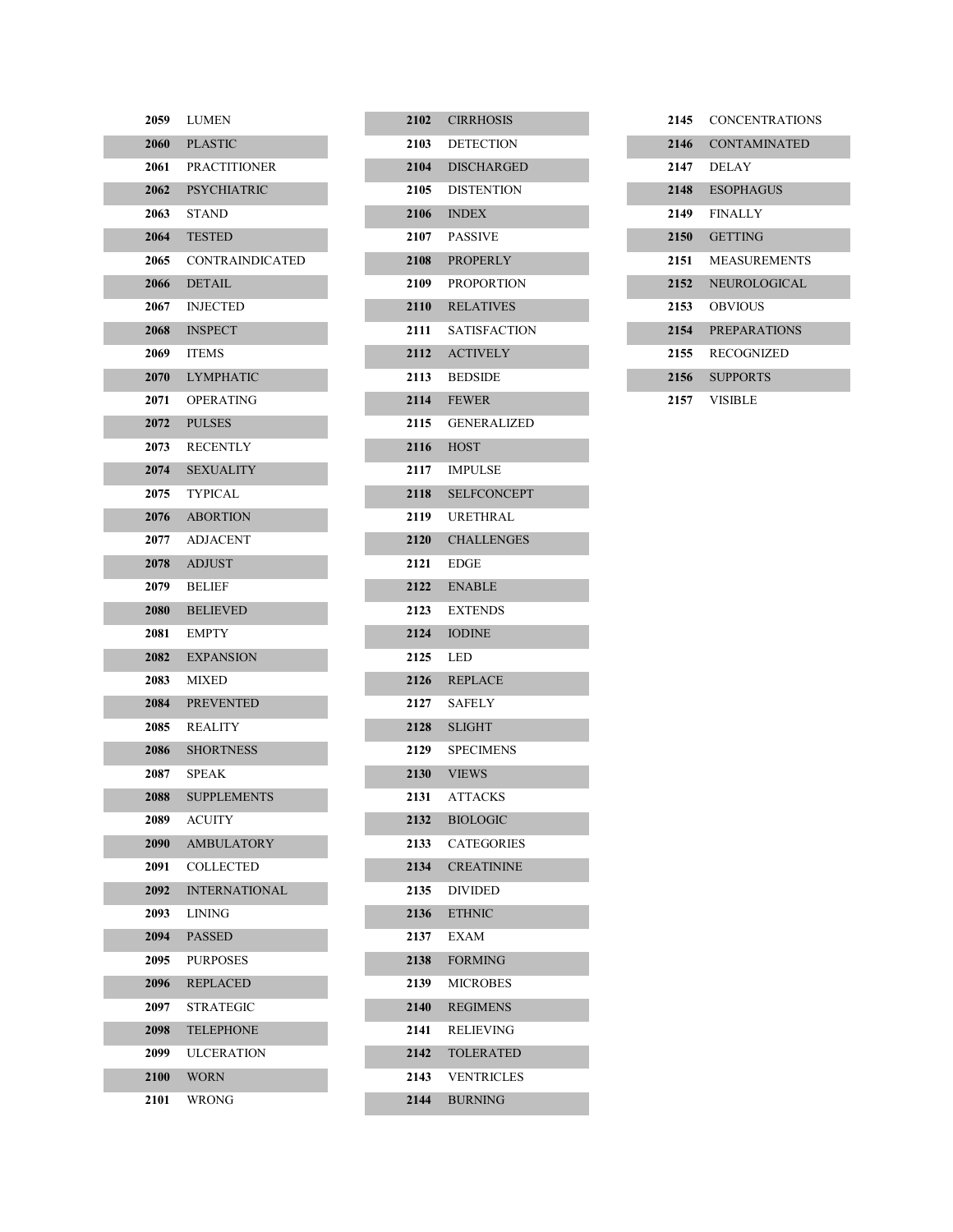| | |
|---|---|
| 2059 | LUMEN |
| 2060 | PLASTIC |
| 2061 | PRACTITIONER |
| 2062 | PSYCHIATRIC |
| 2063 | STAND |
| 2064 | TESTED |
| 2065 | CONTRAINDICATED |
| 2066 | DETAIL |
| 2067 | INJECTED |
| 2068 | INSPECT |
| 2069 | ITEMS |
| 2070 | LYMPHATIC |
| 2071 | OPERATING |
| 2072 | PULSES |
| 2073 | RECENTLY |
| 2074 | SEXUALITY |
| 2075 | TYPICAL |
| 2076 | ABORTION |
| 2077 | ADJACENT |
| 2078 | ADJUST |
| 2079 | BELIEF |
| 2080 | BELIEVED |
| 2081 | EMPTY |
| 2082 | EXPANSION |
| 2083 | MIXED |
| 2084 | PREVENTED |
| 2085 | REALITY |
| 2086 | SHORTNESS |
| 2087 | SPEAK |
| 2088 | SUPPLEMENTS |
| 2089 | ACUITY |
| 2090 | AMBULATORY |
| 2091 | COLLECTED |
| 2092 | INTERNATIONAL |
| 2093 | LINING |
| 2094 | PASSED |
| 2095 | PURPOSES |
| 2096 | REPLACED |
| 2097 | STRATEGIC |
| 2098 | TELEPHONE |
| 2099 | ULCERATION |
| 2100 | WORN |
| 2101 | WRONG |
| 2102 | CIRRHOSIS |
| 2103 | DETECTION |
| 2104 | DISCHARGED |
| 2105 | DISTENTION |
| 2106 | INDEX |
| 2107 | PASSIVE |
| 2108 | PROPERLY |
| 2109 | PROPORTION |
| 2110 | RELATIVES |
| 2111 | SATISFACTION |
| 2112 | ACTIVELY |
| 2113 | BEDSIDE |
| 2114 | FEWER |
| 2115 | GENERALIZED |
| 2116 | HOST |
| 2117 | IMPULSE |
| 2118 | SELFCONCEPT |
| 2119 | URETHRAL |
| 2120 | CHALLENGES |
| 2121 | EDGE |
| 2122 | ENABLE |
| 2123 | EXTENDS |
| 2124 | IODINE |
| 2125 | LED |
| 2126 | REPLACE |
| 2127 | SAFELY |
| 2128 | SLIGHT |
| 2129 | SPECIMENS |
| 2130 | VIEWS |
| 2131 | ATTACKS |
| 2132 | BIOLOGIC |
| 2133 | CATEGORIES |
| 2134 | CREATININE |
| 2135 | DIVIDED |
| 2136 | ETHNIC |
| 2137 | EXAM |
| 2138 | FORMING |
| 2139 | MICROBES |
| 2140 | REGIMENS |
| 2141 | RELIEVING |
| 2142 | TOLERATED |
| 2143 | VENTRICLES |
| 2144 | BURNING |
| 2145 | CONCENTRATIONS |
| 2146 | CONTAMINATED |
| 2147 | DELAY |
| 2148 | ESOPHAGUS |
| 2149 | FINALLY |
| 2150 | GETTING |
| 2151 | MEASUREMENTS |
| 2152 | NEUROLOGICAL |
| 2153 | OBVIOUS |
| 2154 | PREPARATIONS |
| 2155 | RECOGNIZED |
| 2156 | SUPPORTS |
| 2157 | VISIBLE |